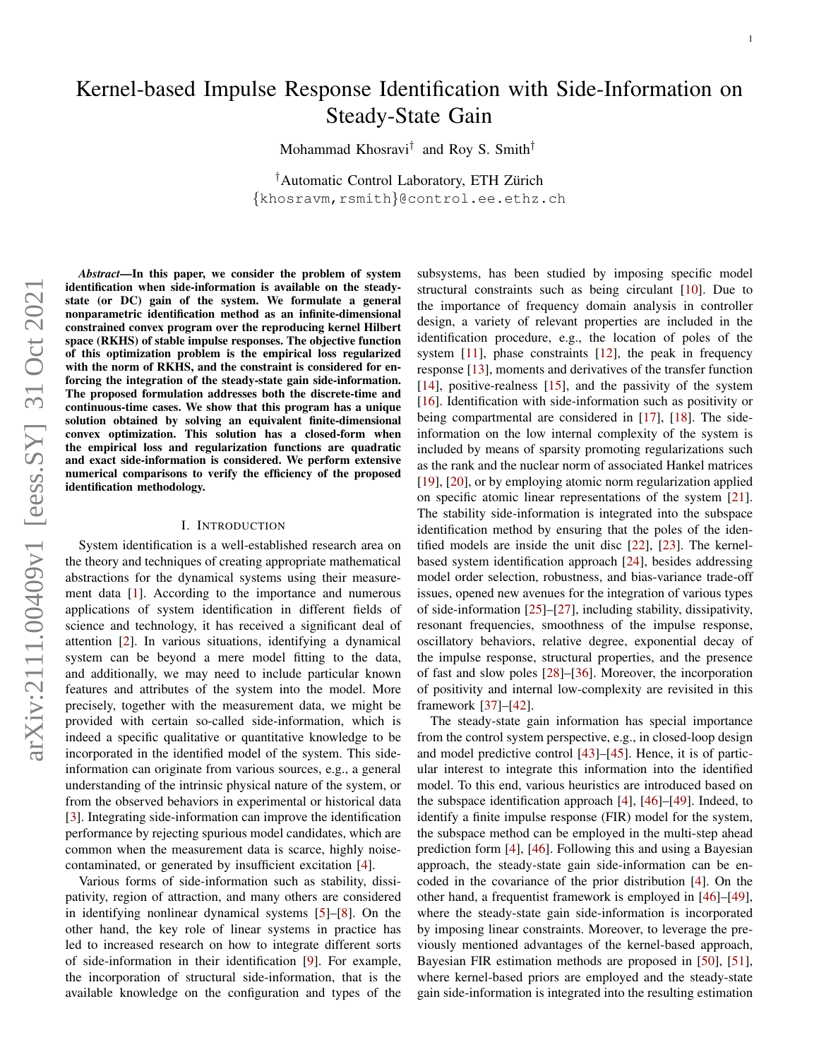# Kernel-based Impulse Response Identification with Side-Information on Steady-State Gain

Mohammad Khosravi[†] and Roy S. Smith[†]

[†]Automatic Control Laboratory, ETH Zürich
{khosravm,rsmith}@control.ee.ethz.ch

***Abstract*—In this paper, we consider the problem of system identification when side-information is available on the steady-state (or DC) gain of the system. We formulate a general nonparametric identification method as an infinite-dimensional constrained convex program over the reproducing kernel Hilbert space (RKHS) of stable impulse responses. The objective function of this optimization problem is the empirical loss regularized with the norm of RKHS, and the constraint is considered for enforcing the integration of the steady-state gain side-information. The proposed formulation addresses both the discrete-time and continuous-time cases. We show that this program has a unique solution obtained by solving an equivalent finite-dimensional convex optimization. This solution has a closed-form when the empirical loss and regularization functions are quadratic and exact side-information is considered. We perform extensive numerical comparisons to verify the efficiency of the proposed identification methodology.**

## I. Introduction

System identification is a well-established research area on the theory and techniques of creating appropriate mathematical abstractions for the dynamical systems using their measurement data [1]. According to the importance and numerous applications of system identification in different fields of science and technology, it has received a significant deal of attention [2]. In various situations, identifying a dynamical system can be beyond a mere model fitting to the data, and additionally, we may need to include particular known features and attributes of the system into the model. More precisely, together with the measurement data, we might be provided with certain so-called side-information, which is indeed a specific qualitative or quantitative knowledge to be incorporated in the identified model of the system. This side-information can originate from various sources, e.g., a general understanding of the intrinsic physical nature of the system, or from the observed behaviors in experimental or historical data [3]. Integrating side-information can improve the identification performance by rejecting spurious model candidates, which are common when the measurement data is scarce, highly noise-contaminated, or generated by insufficient excitation [4].

Various forms of side-information such as stability, dissipativity, region of attraction, and many others are considered in identifying nonlinear dynamical systems [5]–[8]. On the other hand, the key role of linear systems in practice has led to increased research on how to integrate different sorts of side-information in their identification [9]. For example, the incorporation of structural side-information, that is the available knowledge on the configuration and types of the subsystems, has been studied by imposing specific model structural constraints such as being circulant [10]. Due to the importance of frequency domain analysis in controller design, a variety of relevant properties are included in the identification procedure, e.g., the location of poles of the system [11], phase constraints [12], the peak in frequency response [13], moments and derivatives of the transfer function [14], positive-realness [15], and the passivity of the system [16]. Identification with side-information such as positivity or being compartmental are considered in [17], [18]. The side-information on the low internal complexity of the system is included by means of sparsity promoting regularizations such as the rank and the nuclear norm of associated Hankel matrices [19], [20], or by employing atomic norm regularization applied on specific atomic linear representations of the system [21]. The stability side-information is integrated into the subspace identification method by ensuring that the poles of the identified models are inside the unit disc [22], [23]. The kernel-based system identification approach [24], besides addressing model order selection, robustness, and bias-variance trade-off issues, opened new avenues for the integration of various types of side-information [25]–[27], including stability, dissipativity, resonant frequencies, smoothness of the impulse response, oscillatory behaviors, relative degree, exponential decay of the impulse response, structural properties, and the presence of fast and slow poles [28]–[36]. Moreover, the incorporation of positivity and internal low-complexity are revisited in this framework [37]–[42].

The steady-state gain information has special importance from the control system perspective, e.g., in closed-loop design and model predictive control [43]–[45]. Hence, it is of particular interest to integrate this information into the identified model. To this end, various heuristics are introduced based on the subspace identification approach [4], [46]–[49]. Indeed, to identify a finite impulse response (FIR) model for the system, the subspace method can be employed in the multi-step ahead prediction form [4], [46]. Following this and using a Bayesian approach, the steady-state gain side-information can be encoded in the covariance of the prior distribution [4]. On the other hand, a frequentist framework is employed in [46]–[49], where the steady-state gain side-information is incorporated by imposing linear constraints. Moreover, to leverage the previously mentioned advantages of the kernel-based approach, Bayesian FIR estimation methods are proposed in [50], [51], where kernel-based priors are employed and the steady-state gain side-information is integrated into the resulting estimation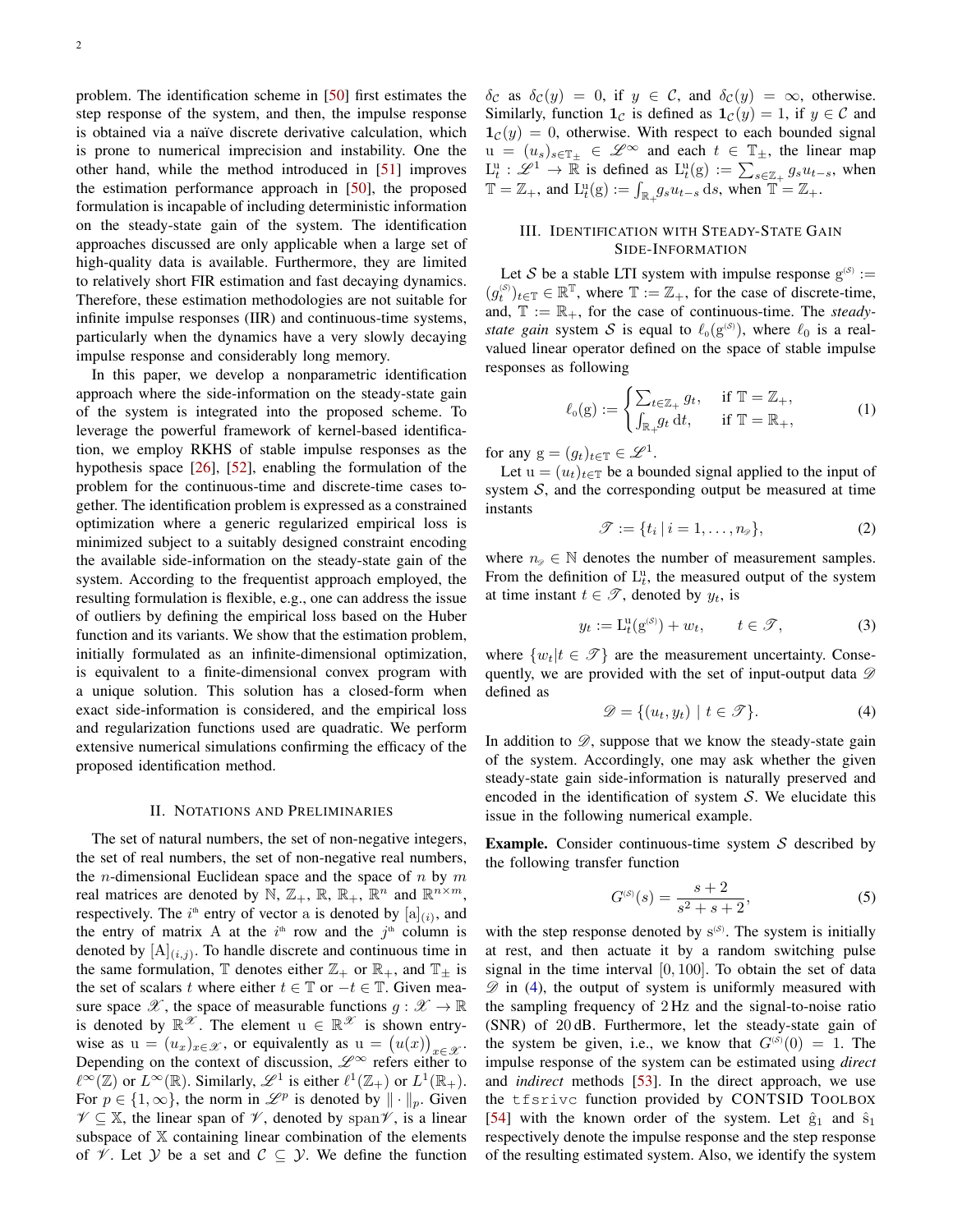problem. The identification scheme in [50] first estimates the step response of the system, and then, the impulse response is obtained via a naïve discrete derivative calculation, which is prone to numerical imprecision and instability. One the other hand, while the method introduced in [51] improves the estimation performance approach in [50], the proposed formulation is incapable of including deterministic information on the steady-state gain of the system. The identification approaches discussed are only applicable when a large set of high-quality data is available. Furthermore, they are limited to relatively short FIR estimation and fast decaying dynamics. Therefore, these estimation methodologies are not suitable for infinite impulse responses (IIR) and continuous-time systems, particularly when the dynamics have a very slowly decaying impulse response and considerably long memory.

In this paper, we develop a nonparametric identification approach where the side-information on the steady-state gain of the system is integrated into the proposed scheme. To leverage the powerful framework of kernel-based identification, we employ RKHS of stable impulse responses as the hypothesis space [26], [52], enabling the formulation of the problem for the continuous-time and discrete-time cases together. The identification problem is expressed as a constrained optimization where a generic regularized empirical loss is minimized subject to a suitably designed constraint encoding the available side-information on the steady-state gain of the system. According to the frequentist approach employed, the resulting formulation is flexible, e.g., one can address the issue of outliers by defining the empirical loss based on the Huber function and its variants. We show that the estimation problem, initially formulated as an infinite-dimensional optimization, is equivalent to a finite-dimensional convex program with a unique solution. This solution has a closed-form when exact side-information is considered, and the empirical loss and regularization functions used are quadratic. We perform extensive numerical simulations confirming the efficacy of the proposed identification method.

## II. Notations and Preliminaries

The set of natural numbers, the set of non-negative integers, the set of real numbers, the set of non-negative real numbers, the $n$-dimensional Euclidean space and the space of $m$ by $m$ real matrices are denoted by $\mathbb{N}$, $\mathbb{Z}_+$, $\mathbb{R}$, $\mathbb{R}_+$, $\mathbb{R}^n$ and $\mathbb{R}^{n\times m}$, respectively. The $i^{\text{th}}$ entry of vector $\mathrm{a}$ is denoted by $[\mathrm{a}]_{(i)}$, and the entry of matrix $\mathrm{A}$ at the $i^{\text{th}}$ row and the $j^{\text{th}}$ column is denoted by $[\mathrm{A}]_{(i,j)}$. To handle discrete and continuous time in the same formulation, $\mathbb{T}$ denotes either $\mathbb{Z}_+$ or $\mathbb{R}_+$, and $\mathbb{T}_\pm$ is the set of scalars $t$ where either $t\in\mathbb{T}$ or $-t\in\mathbb{T}$. Given measure space $\mathscr{X}$, the space of measurable functions $g:\mathscr{X}\to\mathbb{R}$ is denoted by $\mathbb{R}^{\mathscr{X}}$. The element $\mathrm{u}\in\mathbb{R}^{\mathscr{X}}$ is shown entry-wise as $\mathrm{u}=(u_x)_{x\in\mathscr{X}}$, or equivalently as $\mathrm{u}=\big(u(x)\big)_{x\in\mathscr{X}}$. Depending on the context of discussion, $\mathscr{L}^\infty$ refers either to $\ell^\infty(\mathbb{Z})$ or $L^\infty(\mathbb{R})$. Similarly, $\mathscr{L}^1$ is either $\ell^1(\mathbb{Z}_+)$ or $L^1(\mathbb{R}_+)$. For $p\in\{1,\infty\}$, the norm in $\mathscr{L}^p$ is denoted by $\|\cdot\|_p$. Given $\mathscr{V}\subseteq\mathbb{X}$, the linear span of $\mathscr{V}$, denoted by $\mathrm{span}\mathscr{V}$, is a linear subspace of $\mathbb{X}$ containing linear combination of the elements of $\mathscr{V}$. Let $\mathcal{Y}$ be a set and $\mathcal{C}\subseteq\mathcal{Y}$. We define the function $\delta_{\mathcal{C}}$ as $\delta_{\mathcal{C}}(y)=0$, if $y\in\mathcal{C}$, and $\delta_{\mathcal{C}}(y)=\infty$, otherwise. Similarly, function $\mathbf{1}_{\mathcal{C}}$ is defined as $\mathbf{1}_{\mathcal{C}}(y)=1$, if $y\in\mathcal{C}$ and $\mathbf{1}_{\mathcal{C}}(y)=0$, otherwise. With respect to each bounded signal $\mathrm{u}=(u_s)_{s\in\mathbb{T}_\pm}\in\mathscr{L}^\infty$ and each $t\in\mathbb{T}_\pm$, the linear map $\mathrm{L}_t^{\mathrm{u}}:\mathscr{L}^1\to\mathbb{R}$ is defined as $\mathrm{L}_t^{\mathrm{u}}(\mathrm{g}):=\sum_{s\in\mathbb{Z}_+}g_su_{t-s}$, when $\mathbb{T}=\mathbb{Z}_+$, and $\mathrm{L}_t^{\mathrm{u}}(\mathrm{g}):=\int_{\mathbb{R}_+}g_su_{t-s}\,\mathrm{d}s$, when $\mathbb{T}=\mathbb{Z}_+$.

## III. Identification with Steady-State Gain Side-Information

Let $\mathcal{S}$ be a stable LTI system with impulse response $\mathrm{g}^{(\mathcal{S})}:=(g_t^{(\mathcal{S})})_{t\in\mathbb{T}}\in\mathbb{R}^{\mathbb{T}}$, where $\mathbb{T}:=\mathbb{Z}_+$, for the case of discrete-time, and, $\mathbb{T}:=\mathbb{R}_+$, for the case of continuous-time. The *steady-state gain* system $\mathcal{S}$ is equal to $\ell_0(\mathrm{g}^{(\mathcal{S})})$, where $\ell_0$ is a real-valued linear operator defined on the space of stable impulse responses as following

$$\ell_0(\mathrm{g}):=\begin{cases}\sum_{t\in\mathbb{Z}_+}g_t, & \text{if } \mathbb{T}=\mathbb{Z}_+,\\ \int_{\mathbb{R}_+}g_t\,\mathrm{d}t, & \text{if } \mathbb{T}=\mathbb{R}_+,\end{cases}\tag{1}$$

for any $\mathrm{g}=(g_t)_{t\in\mathbb{T}}\in\mathscr{L}^1$.

Let $\mathrm{u}=(u_t)_{t\in\mathbb{T}}$ be a bounded signal applied to the input of system $\mathcal{S}$, and the corresponding output be measured at time instants

$$\mathscr{T}:=\{t_i\,|\,i=1,\ldots,n_{\mathscr{D}}\},\tag{2}$$

where $n_{\mathscr{D}}\in\mathbb{N}$ denotes the number of measurement samples. From the definition of $\mathrm{L}_t^{\mathrm{u}}$, the measured output of the system at time instant $t\in\mathscr{T}$, denoted by $y_t$, is

$$y_t:=\mathrm{L}_t^{\mathrm{u}}(\mathrm{g}^{(\mathcal{S})})+w_t,\qquad t\in\mathscr{T},\tag{3}$$

where $\{w_t|t\in\mathscr{T}\}$ are the measurement uncertainty. Consequently, we are provided with the set of input-output data $\mathscr{D}$ defined as

$$\mathscr{D}=\{(u_t,y_t)\mid t\in\mathscr{T}\}.\tag{4}$$

In addition to $\mathscr{D}$, suppose that we know the steady-state gain of the system. Accordingly, one may ask whether the given steady-state gain side-information is naturally preserved and encoded in the identification of system $\mathcal{S}$. We elucidate this issue in the following numerical example.

**Example.** Consider continuous-time system $\mathcal{S}$ described by the following transfer function

$$G^{(\mathcal{S})}(s)=\frac{s+2}{s^2+s+2},\tag{5}$$

with the step response denoted by $\mathrm{s}^{(\mathcal{S})}$. The system is initially at rest, and then actuate it by a random switching pulse signal in the time interval $[0,100]$. To obtain the set of data $\mathscr{D}$ in (4), the output of system is uniformly measured with the sampling frequency of 2 Hz and the signal-to-noise ratio (SNR) of 20 dB. Furthermore, let the steady-state gain of the system be given, i.e., we know that $G^{(\mathcal{S})}(0)=1$. The impulse response of the system can be estimated using *direct* and *indirect* methods [53]. In the direct approach, we use the `tfsrivc` function provided by CONTSID Toolbox [54] with the known order of the system. Let $\hat{\mathrm{g}}_1$ and $\hat{\mathrm{s}}_1$ respectively denote the impulse response and the step response of the resulting estimated system. Also, we identify the system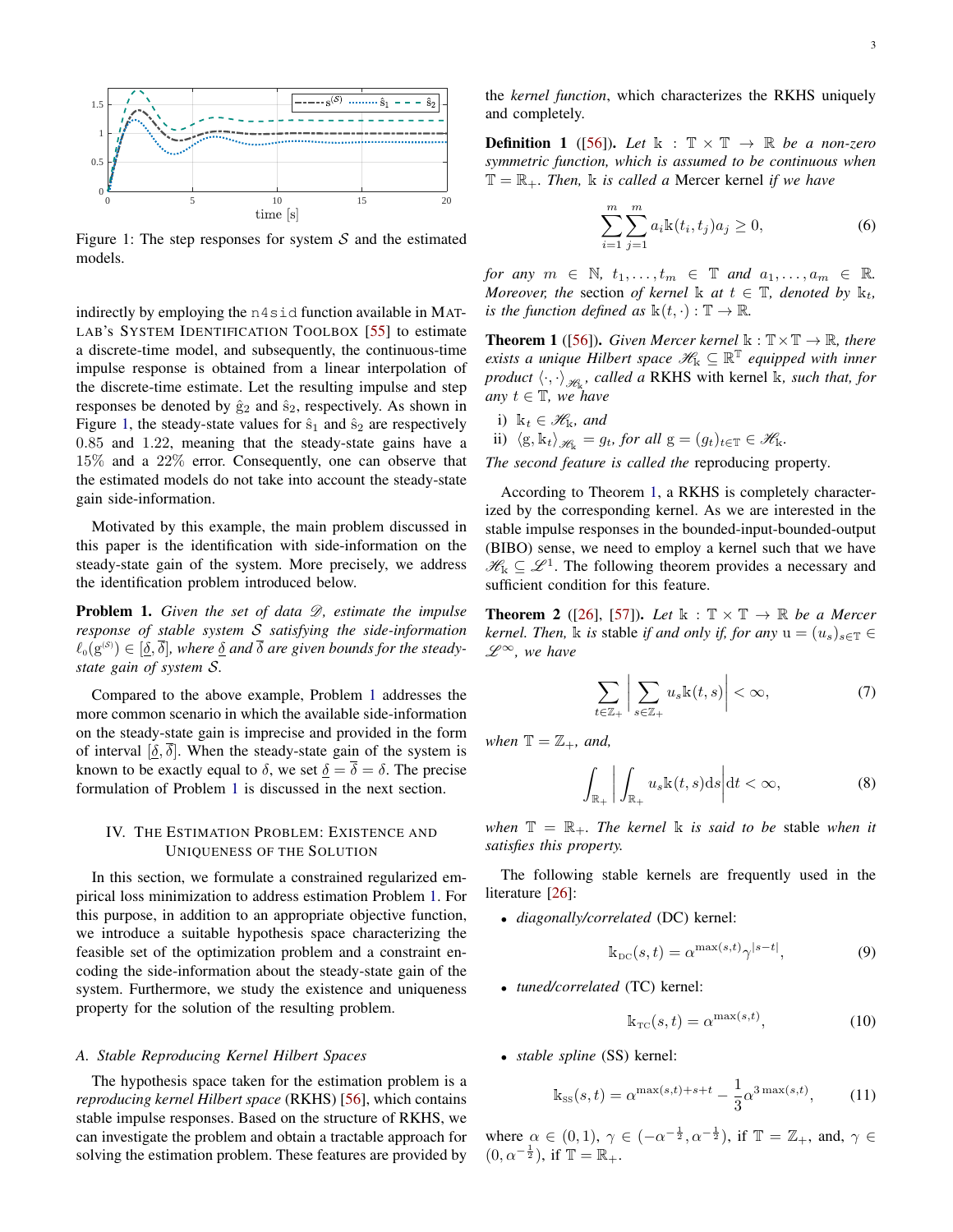Figure 1: The step responses for system $\mathcal{S}$ and the estimated models.

indirectly by employing the `n4sid` function available in MATLAB's SYSTEM IDENTIFICATION TOOLBOX [55] to estimate a discrete-time model, and subsequently, the continuous-time impulse response is obtained from a linear interpolation of the discrete-time estimate. Let the resulting impulse and step responses be denoted by $\hat{\mathrm{g}}_2$ and $\hat{\mathrm{s}}_2$, respectively. As shown in Figure 1, the steady-state values for $\hat{\mathrm{s}}_1$ and $\hat{\mathrm{s}}_2$ are respectively 0.85 and 1.22, meaning that the steady-state gains have a 15% and a 22% error. Consequently, one can observe that the estimated models do not take into account the steady-state gain side-information.

Motivated by this example, the main problem discussed in this paper is the identification with side-information on the steady-state gain of the system. More precisely, we address the identification problem introduced below.

**Problem 1.** *Given the set of data $\mathscr{D}$, estimate the impulse response of stable system $\mathcal{S}$ satisfying the side-information $\ell_0(\mathrm{g}^{(\mathcal{S})}) \in [\underline{\delta}, \overline{\delta}]$, where $\underline{\delta}$ and $\overline{\delta}$ are given bounds for the steady-state gain of system $\mathcal{S}$.*

Compared to the above example, Problem 1 addresses the more common scenario in which the available side-information on the steady-state gain is imprecise and provided in the form of interval $[\underline{\delta}, \overline{\delta}]$. When the steady-state gain of the system is known to be exactly equal to $\delta$, we set $\underline{\delta} = \overline{\delta} = \delta$. The precise formulation of Problem 1 is discussed in the next section.

## IV. The Estimation Problem: Existence and Uniqueness of the Solution

In this section, we formulate a constrained regularized empirical loss minimization to address estimation Problem 1. For this purpose, in addition to an appropriate objective function, we introduce a suitable hypothesis space characterizing the feasible set of the optimization problem and a constraint encoding the side-information about the steady-state gain of the system. Furthermore, we study the existence and uniqueness property for the solution of the resulting problem.

### A. Stable Reproducing Kernel Hilbert Spaces

The hypothesis space taken for the estimation problem is a *reproducing kernel Hilbert space* (RKHS) [56], which contains stable impulse responses. Based on the structure of RKHS, we can investigate the problem and obtain a tractable approach for solving the estimation problem. These features are provided by the *kernel function*, which characterizes the RKHS uniquely and completely.

**Definition 1** ([56]). *Let $\mathbb{k} : \mathbb{T} \times \mathbb{T} \to \mathbb{R}$ be a non-zero symmetric function, which is assumed to be continuous when $\mathbb{T} = \mathbb{R}_+$. Then, $\mathbb{k}$ is called a* Mercer kernel *if we have*

$$\sum_{i=1}^{m} \sum_{j=1}^{m} a_i \mathbb{k}(t_i, t_j) a_j \geq 0, \tag{6}$$

*for any $m \in \mathbb{N}$, $t_1, \ldots, t_m \in \mathbb{T}$ and $a_1, \ldots, a_m \in \mathbb{R}$. Moreover, the* section *of kernel $\mathbb{k}$ at $t \in \mathbb{T}$, denoted by $\mathbb{k}_t$, is the function defined as $\mathbb{k}(t, \cdot) : \mathbb{T} \to \mathbb{R}$.*

**Theorem 1** ([56]). *Given Mercer kernel $\mathbb{k} : \mathbb{T} \times \mathbb{T} \to \mathbb{R}$, there exists a unique Hilbert space $\mathscr{H}_{\mathbb{k}} \subseteq \mathbb{R}^{\mathbb{T}}$ equipped with inner product $\langle \cdot, \cdot \rangle_{\mathscr{H}_{\mathbb{k}}}$, called a* RKHS *with kernel $\mathbb{k}$, such that, for any $t \in \mathbb{T}$, we have*

i) $\mathbb{k}_t \in \mathscr{H}_{\mathbb{k}}$, *and*
ii) $\langle \mathrm{g}, \mathbb{k}_t \rangle_{\mathscr{H}_{\mathbb{k}}} = g_t$, *for all $\mathrm{g} = (g_t)_{t \in \mathbb{T}} \in \mathscr{H}_{\mathbb{k}}$.*

*The second feature is called the* reproducing property.

According to Theorem 1, a RKHS is completely characterized by the corresponding kernel. As we are interested in the stable impulse responses in the bounded-input-bounded-output (BIBO) sense, we need to employ a kernel such that we have $\mathscr{H}_{\mathbb{k}} \subseteq \mathscr{L}^1$. The following theorem provides a necessary and sufficient condition for this feature.

**Theorem 2** ([26], [57]). *Let $\mathbb{k} : \mathbb{T} \times \mathbb{T} \to \mathbb{R}$ be a Mercer kernel. Then, $\mathbb{k}$ is* stable *if and only if, for any $\mathrm{u} = (u_s)_{s \in \mathbb{T}} \in \mathscr{L}^\infty$, we have*

$$\sum_{t \in \mathbb{Z}_+} \left| \sum_{s \in \mathbb{Z}_+} u_s \mathbb{k}(t, s) \right| < \infty, \tag{7}$$

*when $\mathbb{T} = \mathbb{Z}_+$, and,*

$$\int_{\mathbb{R}_+} \left| \int_{\mathbb{R}_+} u_s \mathbb{k}(t, s) \mathrm{d}s \right| \mathrm{d}t < \infty, \tag{8}$$

*when $\mathbb{T} = \mathbb{R}_+$. The kernel $\mathbb{k}$ is said to be* stable *when it satisfies this property.*

The following stable kernels are frequently used in the literature [26]:

- *diagonally/correlated* (DC) kernel:
$$\mathbb{k}_{\text{DC}}(s, t) = \alpha^{\max(s,t)} \gamma^{|s-t|}, \tag{9}$$
- *tuned/correlated* (TC) kernel:
$$\mathbb{k}_{\text{TC}}(s, t) = \alpha^{\max(s,t)}, \tag{10}$$
- *stable spline* (SS) kernel:
$$\mathbb{k}_{\text{SS}}(s, t) = \alpha^{\max(s,t)+s+t} - \frac{1}{3} \alpha^{3\max(s,t)}, \tag{11}$$

where $\alpha \in (0, 1)$, $\gamma \in (-\alpha^{-\frac{1}{2}}, \alpha^{-\frac{1}{2}})$, if $\mathbb{T} = \mathbb{Z}_+$, and, $\gamma \in (0, \alpha^{-\frac{1}{2}})$, if $\mathbb{T} = \mathbb{R}_+$.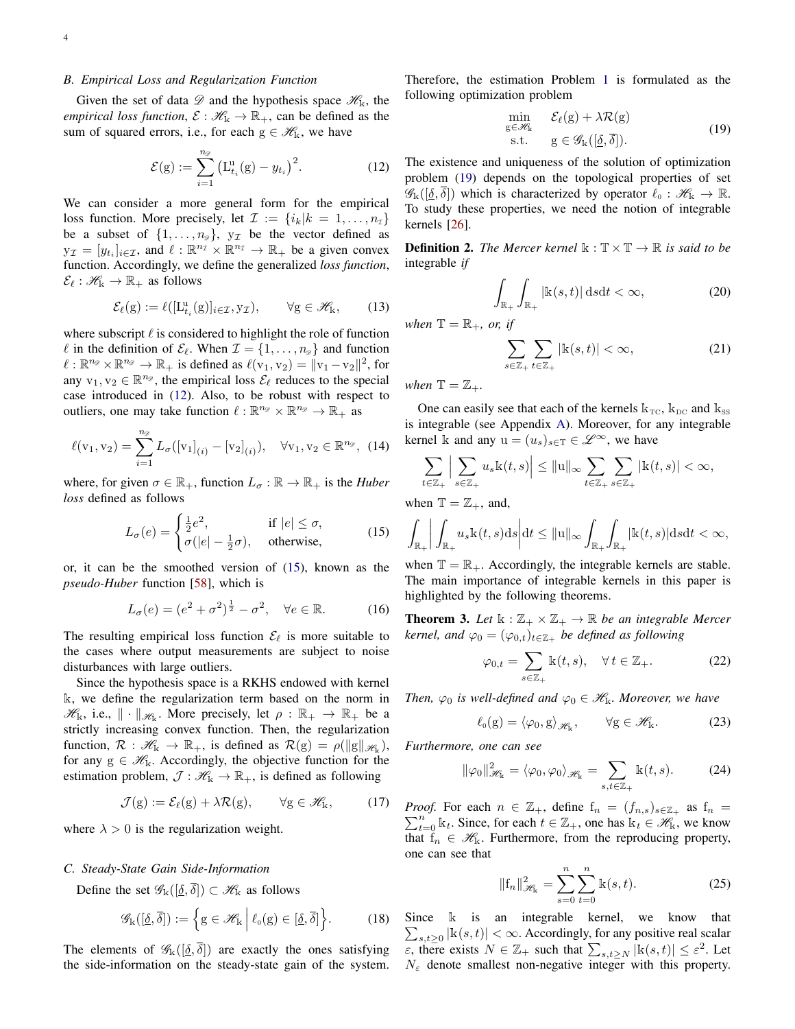### B. Empirical Loss and Regularization Function

Given the set of data $\mathscr{D}$ and the hypothesis space $\mathscr{H}_{\mathrm{k}}$, the *empirical loss function*, $\mathcal{E}:\mathscr{H}_{\mathrm{k}}\to\mathbb{R}_+$, can be defined as the sum of squared errors, i.e., for each $\mathrm{g}\in\mathscr{H}_{\mathrm{k}}$, we have

$$\mathcal{E}(\mathrm{g}) := \sum_{i=1}^{n_{\mathscr{D}}}\big(\mathrm{L}^{\mathrm{u}}_{t_i}(\mathrm{g})-y_{t_i}\big)^2. \tag{12}$$

We can consider a more general form for the empirical loss function. More precisely, let $\mathcal{I}:=\{i_k|k=1,\ldots,n_{\mathcal{I}}\}$ be a subset of $\{1,\ldots,n_{\mathscr{D}}\}$, $\mathrm{y}_{\mathcal{I}}$ be the vector defined as $\mathrm{y}_{\mathcal{I}}=[y_{t_i}]_{i\in\mathcal{I}}$, and $\ell:\mathbb{R}^{n_{\mathcal{I}}}\times\mathbb{R}^{n_{\mathcal{I}}}\to\mathbb{R}_+$ be a given convex function. Accordingly, we define the generalized *loss function*, $\mathcal{E}_\ell:\mathscr{H}_{\mathrm{k}}\to\mathbb{R}_+$ as follows

$$\mathcal{E}_\ell(\mathrm{g}) := \ell([\mathrm{L}^{\mathrm{u}}_{t_i}(\mathrm{g})]_{i\in\mathcal{I}},\mathrm{y}_{\mathcal{I}}), \qquad \forall \mathrm{g}\in\mathscr{H}_{\mathrm{k}}, \tag{13}$$

where subscript $\ell$ is considered to highlight the role of function $\ell$ in the definition of $\mathcal{E}_\ell$. When $\mathcal{I}=\{1,\ldots,n_{\mathscr{D}}\}$ and function $\ell:\mathbb{R}^{n_{\mathscr{D}}}\times\mathbb{R}^{n_{\mathscr{D}}}\to\mathbb{R}_+$ is defined as $\ell(\mathrm{v}_1,\mathrm{v}_2)=\|\mathrm{v}_1-\mathrm{v}_2\|^2$, for any $\mathrm{v}_1,\mathrm{v}_2\in\mathbb{R}^{n_{\mathscr{D}}}$, the empirical loss $\mathcal{E}_\ell$ reduces to the special case introduced in (12). Also, to be robust with respect to outliers, one may take function $\ell:\mathbb{R}^{n_{\mathscr{D}}}\times\mathbb{R}^{n_{\mathscr{D}}}\to\mathbb{R}_+$ as

$$\ell(\mathrm{v}_1,\mathrm{v}_2)=\sum_{i=1}^{n_{\mathscr{D}}}L_\sigma([\mathrm{v}_1]_{(i)}-[\mathrm{v}_2]_{(i)}), \quad \forall \mathrm{v}_1,\mathrm{v}_2\in\mathbb{R}^{n_{\mathscr{D}}}, \tag{14}$$

where, for given $\sigma\in\mathbb{R}_+$, function $L_\sigma:\mathbb{R}\to\mathbb{R}_+$ is the *Huber loss* defined as follows

$$L_\sigma(e)=\begin{cases}\frac{1}{2}e^2, & \text{if } |e|\le\sigma,\\ \sigma(|e|-\frac{1}{2}\sigma), & \text{otherwise},\end{cases} \tag{15}$$

or, it can be the smoothed version of (15), known as the *pseudo-Huber* function [58], which is

$$L_\sigma(e)=(e^2+\sigma^2)^{\frac{1}{2}}-\sigma^2, \quad \forall e\in\mathbb{R}. \tag{16}$$

The resulting empirical loss function $\mathcal{E}_\ell$ is more suitable to the cases where output measurements are subject to noise disturbances with large outliers.

Since the hypothesis space is a RKHS endowed with kernel $\mathbb{k}$, we define the regularization term based on the norm in $\mathscr{H}_{\mathrm{k}}$, i.e., $\|\cdot\|_{\mathscr{H}_{\mathrm{k}}}$. More precisely, let $\rho:\mathbb{R}_+\to\mathbb{R}_+$ be a strictly increasing convex function. Then, the regularization function, $\mathcal{R}:\mathscr{H}_{\mathrm{k}}\to\mathbb{R}_+$, is defined as $\mathcal{R}(\mathrm{g})=\rho(\|\mathrm{g}\|_{\mathscr{H}_{\mathrm{k}}})$, for any $\mathrm{g}\in\mathscr{H}_{\mathrm{k}}$. Accordingly, the objective function for the estimation problem, $\mathcal{J}:\mathscr{H}_{\mathrm{k}}\to\mathbb{R}_+$, is defined as following

$$\mathcal{J}(\mathrm{g}) := \mathcal{E}_\ell(\mathrm{g})+\lambda\mathcal{R}(\mathrm{g}), \qquad \forall \mathrm{g}\in\mathscr{H}_{\mathrm{k}}, \tag{17}$$

where $\lambda>0$ is the regularization weight.

### C. Steady-State Gain Side-Information

Define the set $\mathscr{G}_{\mathrm{k}}([\underline{\delta},\overline{\delta}])\subset\mathscr{H}_{\mathrm{k}}$ as follows

$$\mathscr{G}_{\mathrm{k}}([\underline{\delta},\overline{\delta}]) := \Big\{\mathrm{g}\in\mathscr{H}_{\mathrm{k}}\,\Big|\,\ell_0(\mathrm{g})\in[\underline{\delta},\overline{\delta}]\Big\}. \tag{18}$$

The elements of $\mathscr{G}_{\mathrm{k}}([\underline{\delta},\overline{\delta}])$ are exactly the ones satisfying the side-information on the steady-state gain of the system. Therefore, the estimation Problem 1 is formulated as the following optimization problem

$$\begin{aligned}\min_{\mathrm{g}\in\mathscr{H}_{\mathrm{k}}} \quad & \mathcal{E}_\ell(\mathrm{g})+\lambda\mathcal{R}(\mathrm{g})\\ \text{s.t.} \quad & \mathrm{g}\in\mathscr{G}_{\mathrm{k}}([\underline{\delta},\overline{\delta}]).\end{aligned} \tag{19}$$

The existence and uniqueness of the solution of optimization problem (19) depends on the topological properties of set $\mathscr{G}_{\mathrm{k}}([\underline{\delta},\overline{\delta}])$ which is characterized by operator $\ell_0:\mathscr{H}_{\mathrm{k}}\to\mathbb{R}$. To study these properties, we need the notion of integrable kernels [26].

**Definition 2.** *The Mercer kernel $\mathbb{k}:\mathbb{T}\times\mathbb{T}\to\mathbb{R}$ is said to be* integrable *if*

$$\int_{\mathbb{R}_+}\int_{\mathbb{R}_+}|\mathbb{k}(s,t)|\,\mathrm{d}s\mathrm{d}t<\infty, \tag{20}$$

*when $\mathbb{T}=\mathbb{R}_+$, or, if*

$$\sum_{s\in\mathbb{Z}_+}\sum_{t\in\mathbb{Z}_+}|\mathbb{k}(s,t)|<\infty, \tag{21}$$

*when $\mathbb{T}=\mathbb{Z}_+$.*

One can easily see that each of the kernels $\mathbb{k}_{\text{TC}}$, $\mathbb{k}_{\text{DC}}$ and $\mathbb{k}_{\text{SS}}$ is integrable (see Appendix A). Moreover, for any integrable kernel $\mathbb{k}$ and any $\mathrm{u}=(u_s)_{s\in\mathbb{T}}\in\mathscr{L}^\infty$, we have

$$\sum_{t\in\mathbb{Z}_+}\Big|\sum_{s\in\mathbb{Z}_+}u_s\mathbb{k}(t,s)\Big|\le\|\mathrm{u}\|_\infty\sum_{t\in\mathbb{Z}_+}\sum_{s\in\mathbb{Z}_+}|\mathbb{k}(t,s)|<\infty,$$

when $\mathbb{T}=\mathbb{Z}_+$, and,

$$\int_{\mathbb{R}_+}\Big|\int_{\mathbb{R}_+}u_s\mathbb{k}(t,s)\mathrm{d}s\Big|\mathrm{d}t\le\|\mathrm{u}\|_\infty\int_{\mathbb{R}_+}\int_{\mathbb{R}_+}|\mathbb{k}(t,s)|\mathrm{d}s\mathrm{d}t<\infty,$$

when $\mathbb{T}=\mathbb{R}_+$. Accordingly, the integrable kernels are stable. The main importance of integrable kernels in this paper is highlighted by the following theorems.

**Theorem 3.** *Let $\mathbb{k}:\mathbb{Z}_+\times\mathbb{Z}_+\to\mathbb{R}$ be an integrable Mercer kernel, and $\varphi_0=(\varphi_{0,t})_{t\in\mathbb{Z}_+}$ be defined as following*

$$\varphi_{0,t}=\sum_{s\in\mathbb{Z}_+}\mathbb{k}(t,s), \quad \forall\, t\in\mathbb{Z}_+. \tag{22}$$

*Then, $\varphi_0$ is well-defined and $\varphi_0\in\mathscr{H}_{\mathrm{k}}$. Moreover, we have*

$$\ell_0(\mathrm{g})=\langle\varphi_0,\mathrm{g}\rangle_{\mathscr{H}_{\mathrm{k}}}, \qquad \forall \mathrm{g}\in\mathscr{H}_{\mathrm{k}}. \tag{23}$$

*Furthermore, one can see*

$$\|\varphi_0\|^2_{\mathscr{H}_{\mathrm{k}}}=\langle\varphi_0,\varphi_0\rangle_{\mathscr{H}_{\mathrm{k}}}=\sum_{s,t\in\mathbb{Z}_+}\mathbb{k}(t,s). \tag{24}$$

*Proof.* For each $n\in\mathbb{Z}_+$, define $\mathrm{f}_n=(f_{n,s})_{s\in\mathbb{Z}_+}$ as $\mathrm{f}_n=\sum_{t=0}^{n}\mathbb{k}_t$. Since, for each $t\in\mathbb{Z}_+$, one has $\mathbb{k}_t\in\mathscr{H}_{\mathrm{k}}$, we know that $\mathrm{f}_n\in\mathscr{H}_{\mathrm{k}}$. Furthermore, from the reproducing property, one can see that

$$\|\mathrm{f}_n\|^2_{\mathscr{H}_{\mathrm{k}}}=\sum_{s=0}^{n}\sum_{t=0}^{n}\mathbb{k}(s,t). \tag{25}$$

Since $\mathbb{k}$ is an integrable kernel, we know that $\sum_{s,t\ge0}|\mathbb{k}(s,t)|<\infty$. Accordingly, for any positive real scalar $\varepsilon$, there exists $N\in\mathbb{Z}_+$ such that $\sum_{s,t\ge N}|\mathbb{k}(s,t)|\le\varepsilon^2$. Let $N_\varepsilon$ denote smallest non-negative integer with this property.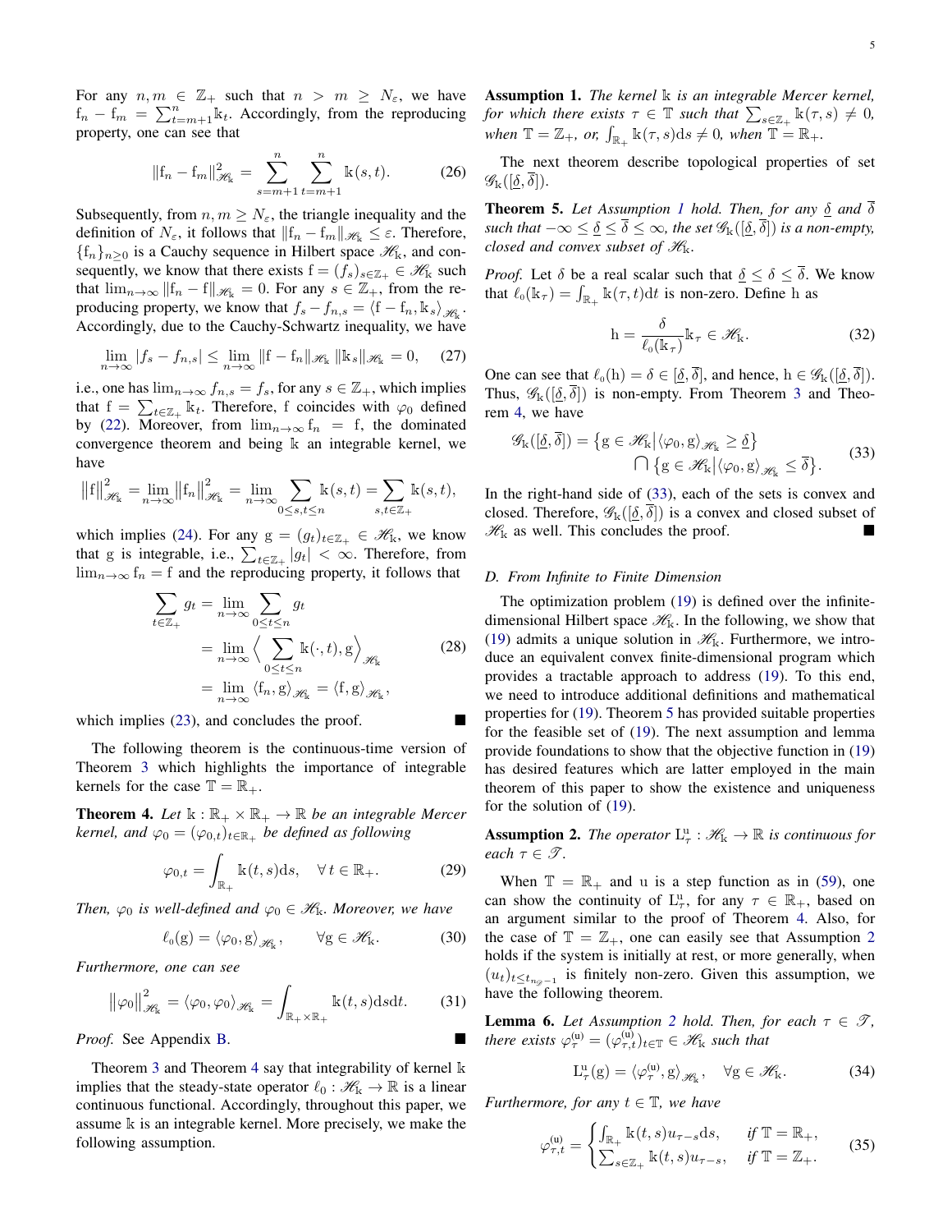For any $n, m \in \mathbb{Z}_+$ such that $n > m \geq N_\varepsilon$, we have $\mathrm{f}_n - \mathrm{f}_m = \sum_{t=m+1}^{n} \mathbb{k}_t$. Accordingly, from the reproducing property, one can see that

$$\|\mathrm{f}_n - \mathrm{f}_m\|_{\mathscr{H}_\mathbb{k}}^2 = \sum_{s=m+1}^{n} \sum_{t=m+1}^{n} \mathbb{k}(s,t). \tag{26}$$

Subsequently, from $n, m \geq N_\varepsilon$, the triangle inequality and the definition of $N_\varepsilon$, it follows that $\|\mathrm{f}_n - \mathrm{f}_m\|_{\mathscr{H}_\mathbb{k}} \leq \varepsilon$. Therefore, $\{\mathrm{f}_n\}_{n\geq 0}$ is a Cauchy sequence in Hilbert space $\mathscr{H}_\mathbb{k}$, and consequently, we know that there exists $\mathrm{f} = (f_s)_{s\in\mathbb{Z}_+} \in \mathscr{H}_\mathbb{k}$ such that $\lim_{n\to\infty} \|\mathrm{f}_n - \mathrm{f}\|_{\mathscr{H}_\mathbb{k}} = 0$. For any $s \in \mathbb{Z}_+$, from the reproducing property, we know that $f_s - f_{n,s} = \langle \mathrm{f} - \mathrm{f}_n, \mathbb{k}_s \rangle_{\mathscr{H}_\mathbb{k}}$. Accordingly, due to the Cauchy-Schwartz inequality, we have

$$\lim_{n\to\infty} |f_s - f_{n,s}| \leq \lim_{n\to\infty} \|\mathrm{f} - \mathrm{f}_n\|_{\mathscr{H}_\mathbb{k}} \|\mathbb{k}_s\|_{\mathscr{H}_\mathbb{k}} = 0, \tag{27}$$

i.e., one has $\lim_{n\to\infty} f_{n,s} = f_s$, for any $s \in \mathbb{Z}_+$, which implies that $\mathrm{f} = \sum_{t\in\mathbb{Z}_+} \mathbb{k}_t$. Therefore, $\mathrm{f}$ coincides with $\varphi_0$ defined by (22). Moreover, from $\lim_{n\to\infty} \mathrm{f}_n = \mathrm{f}$, the dominated convergence theorem and being $\mathbb{k}$ an integrable kernel, we have

$$\|\mathrm{f}\|_{\mathscr{H}_\mathbb{k}}^2 = \lim_{n\to\infty} \|\mathrm{f}_n\|_{\mathscr{H}_\mathbb{k}}^2 = \lim_{n\to\infty} \sum_{0\leq s,t\leq n} \mathbb{k}(s,t) = \sum_{s,t\in\mathbb{Z}_+} \mathbb{k}(s,t),$$

which implies (24). For any $\mathrm{g} = (g_t)_{t\in\mathbb{Z}_+} \in \mathscr{H}_\mathbb{k}$, we know that $\mathrm{g}$ is integrable, i.e., $\sum_{t\in\mathbb{Z}_+} |g_t| < \infty$. Therefore, from $\lim_{n\to\infty} \mathrm{f}_n = \mathrm{f}$ and the reproducing property, it follows that

$$\begin{aligned}
\sum_{t\in\mathbb{Z}_+} g_t &= \lim_{n\to\infty} \sum_{0\leq t\leq n} g_t \\
&= \lim_{n\to\infty} \Big\langle \sum_{0\leq t\leq n} \mathbb{k}(\cdot,t), \mathrm{g} \Big\rangle_{\mathscr{H}_\mathbb{k}} \\
&= \lim_{n\to\infty} \langle \mathrm{f}_n, \mathrm{g} \rangle_{\mathscr{H}_\mathbb{k}} = \langle \mathrm{f}, \mathrm{g} \rangle_{\mathscr{H}_\mathbb{k}},
\end{aligned} \tag{28}$$

which implies (23), and concludes the proof. ∎

The following theorem is the continuous-time version of Theorem 3 which highlights the importance of integrable kernels for the case $\mathbb{T} = \mathbb{R}_+$.

**Theorem 4.** *Let $\mathbb{k} : \mathbb{R}_+ \times \mathbb{R}_+ \to \mathbb{R}$ be an integrable Mercer kernel, and $\varphi_0 = (\varphi_{0,t})_{t\in\mathbb{R}_+}$ be defined as following*

$$\varphi_{0,t} = \int_{\mathbb{R}_+} \mathbb{k}(t,s)\mathrm{d}s, \quad \forall\, t \in \mathbb{R}_+. \tag{29}$$

*Then, $\varphi_0$ is well-defined and $\varphi_0 \in \mathscr{H}_\mathbb{k}$. Moreover, we have*

$$\ell_0(\mathrm{g}) = \langle \varphi_0, \mathrm{g} \rangle_{\mathscr{H}_\mathbb{k}}, \qquad \forall \mathrm{g} \in \mathscr{H}_\mathbb{k}. \tag{30}$$

*Furthermore, one can see*

$$\|\varphi_0\|_{\mathscr{H}_\mathbb{k}}^2 = \langle \varphi_0, \varphi_0 \rangle_{\mathscr{H}_\mathbb{k}} = \int_{\mathbb{R}_+\times\mathbb{R}_+} \mathbb{k}(t,s)\mathrm{d}s\mathrm{d}t. \tag{31}$$

*Proof.* See Appendix B. ∎

Theorem 3 and Theorem 4 say that integrability of kernel $\mathbb{k}$ implies that the steady-state operator $\ell_0 : \mathscr{H}_\mathbb{k} \to \mathbb{R}$ is a linear continuous functional. Accordingly, throughout this paper, we assume $\mathbb{k}$ is an integrable kernel. More precisely, we make the following assumption.

**Assumption 1.** *The kernel $\mathbb{k}$ is an integrable Mercer kernel, for which there exists $\tau \in \mathbb{T}$ such that $\sum_{s\in\mathbb{Z}_+} \mathbb{k}(\tau,s) \neq 0$, when $\mathbb{T} = \mathbb{Z}_+$, or, $\int_{\mathbb{R}_+} \mathbb{k}(\tau,s)\mathrm{d}s \neq 0$, when $\mathbb{T} = \mathbb{R}_+$.*

The next theorem describe topological properties of set $\mathscr{G}_\mathbb{k}([\underline{\delta}, \overline{\delta}])$.

**Theorem 5.** *Let Assumption 1 hold. Then, for any $\underline{\delta}$ and $\overline{\delta}$ such that $-\infty \leq \underline{\delta} \leq \overline{\delta} \leq \infty$, the set $\mathscr{G}_\mathbb{k}([\underline{\delta}, \overline{\delta}])$ is a non-empty, closed and convex subset of $\mathscr{H}_\mathbb{k}$.*

*Proof.* Let $\delta$ be a real scalar such that $\underline{\delta} \leq \delta \leq \overline{\delta}$. We know that $\ell_0(\mathbb{k}_\tau) = \int_{\mathbb{R}_+} \mathbb{k}(\tau,t)\mathrm{d}t$ is non-zero. Define $\mathrm{h}$ as

$$\mathrm{h} = \frac{\delta}{\ell_0(\mathbb{k}_\tau)} \mathbb{k}_\tau \in \mathscr{H}_\mathbb{k}. \tag{32}$$

One can see that $\ell_0(\mathrm{h}) = \delta \in [\underline{\delta}, \overline{\delta}]$, and hence, $\mathrm{h} \in \mathscr{G}_\mathbb{k}([\underline{\delta}, \overline{\delta}])$. Thus, $\mathscr{G}_\mathbb{k}([\underline{\delta}, \overline{\delta}])$ is non-empty. From Theorem 3 and Theorem 4, we have

$$\begin{aligned}
\mathscr{G}_\mathbb{k}([\underline{\delta}, \overline{\delta}]) = \big\{ \mathrm{g} \in \mathscr{H}_\mathbb{k} \big| \langle \varphi_0, \mathrm{g} \rangle_{\mathscr{H}_\mathbb{k}} \geq \underline{\delta} \big\} \\
\bigcap \big\{ \mathrm{g} \in \mathscr{H}_\mathbb{k} \big| \langle \varphi_0, \mathrm{g} \rangle_{\mathscr{H}_\mathbb{k}} \leq \overline{\delta} \big\}.
\end{aligned} \tag{33}$$

In the right-hand side of (33), each of the sets is convex and closed. Therefore, $\mathscr{G}_\mathbb{k}([\underline{\delta}, \overline{\delta}])$ is a convex and closed subset of $\mathscr{H}_\mathbb{k}$ as well. This concludes the proof. ∎

### D. From Infinite to Finite Dimension

The optimization problem (19) is defined over the infinite-dimensional Hilbert space $\mathscr{H}_\mathbb{k}$. In the following, we show that (19) admits a unique solution in $\mathscr{H}_\mathbb{k}$. Furthermore, we introduce an equivalent convex finite-dimensional program which provides a tractable approach to address (19). To this end, we need to introduce additional definitions and mathematical properties for (19). Theorem 5 has provided suitable properties for the feasible set of (19). The next assumption and lemma provide foundations to show that the objective function in (19) has desired features which are latter employed in the main theorem of this paper to show the existence and uniqueness for the solution of (19).

**Assumption 2.** *The operator $\mathrm{L}_\tau^{\mathrm{u}} : \mathscr{H}_\mathbb{k} \to \mathbb{R}$ is continuous for each $\tau \in \mathscr{T}$.*

When $\mathbb{T} = \mathbb{R}_+$ and $\mathrm{u}$ is a step function as in (59), one can show the continuity of $\mathrm{L}_\tau^{\mathrm{u}}$, for any $\tau \in \mathbb{R}_+$, based on an argument similar to the proof of Theorem 4. Also, for the case of $\mathbb{T} = \mathbb{Z}_+$, one can easily see that Assumption 2 holds if the system is initially at rest, or more generally, when $(u_t)_{t\leq t_{n_\mathscr{T}-1}}$ is finitely non-zero. Given this assumption, we have the following theorem.

**Lemma 6.** *Let Assumption 2 hold. Then, for each $\tau \in \mathscr{T}$, there exists $\varphi_\tau^{(\mathrm{u})} = (\varphi_{\tau,t}^{(\mathrm{u})})_{t\in\mathbb{T}} \in \mathscr{H}_\mathbb{k}$ such that*

$$\mathrm{L}_\tau^{\mathrm{u}}(\mathrm{g}) = \langle \varphi_\tau^{(\mathrm{u})}, \mathrm{g} \rangle_{\mathscr{H}_\mathbb{k}}, \quad \forall \mathrm{g} \in \mathscr{H}_\mathbb{k}. \tag{34}$$

*Furthermore, for any $t \in \mathbb{T}$, we have*

$$\varphi_{\tau,t}^{(\mathrm{u})} = \begin{cases} \int_{\mathbb{R}_+} \mathbb{k}(t,s) u_{\tau-s}\mathrm{d}s, & \textit{if } \mathbb{T} = \mathbb{R}_+, \\ \sum_{s\in\mathbb{Z}_+} \mathbb{k}(t,s) u_{\tau-s}, & \textit{if } \mathbb{T} = \mathbb{Z}_+. \end{cases} \tag{35}$$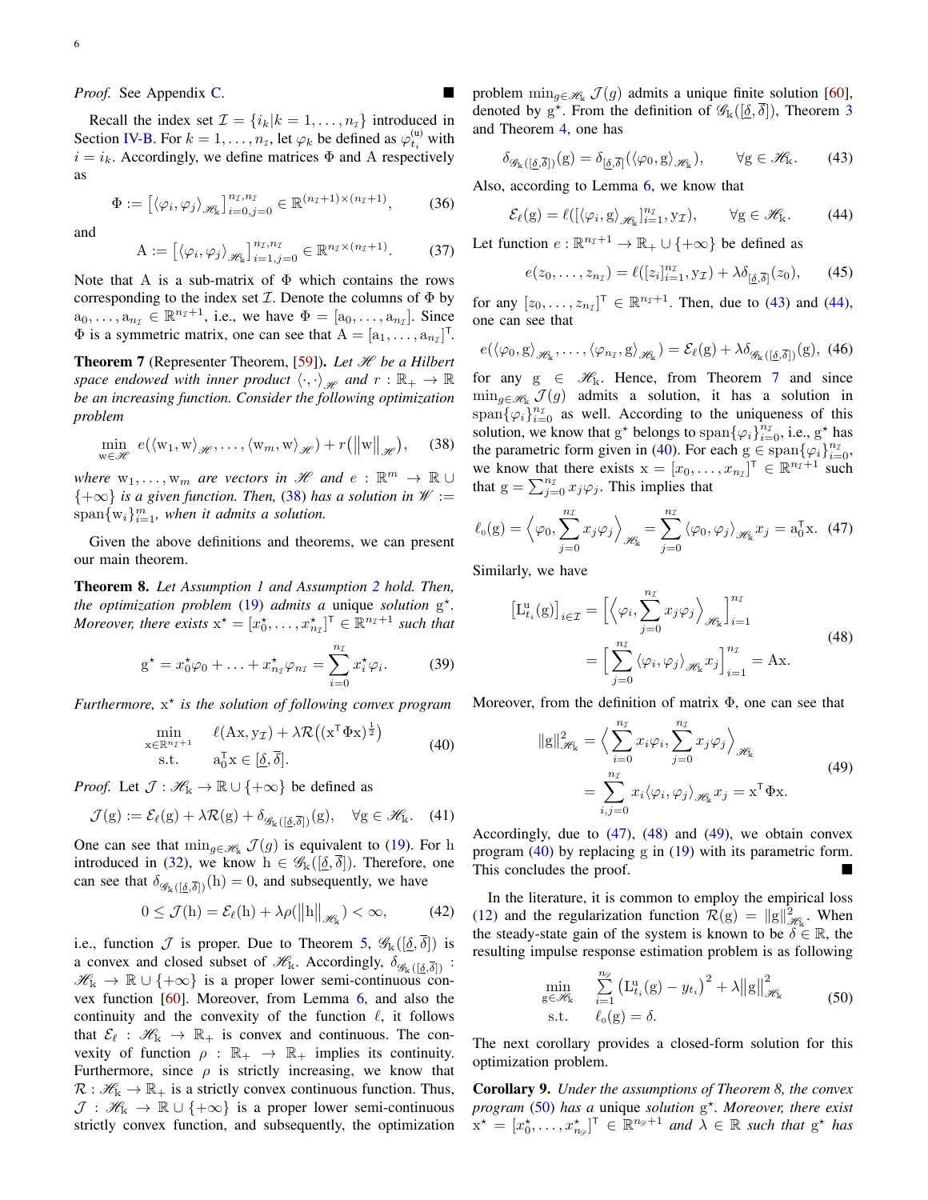*Proof.* See Appendix C. ∎

Recall the index set $\mathcal{I} = \{i_k | k = 1, \ldots, n_\mathcal{I}\}$ introduced in Section IV-B. For $k = 1, \ldots, n_\mathcal{I}$, let $\varphi_k$ be defined as $\varphi_{t_i}^{(\mathrm{u})}$ with $i = i_k$. Accordingly, we define matrices $\Phi$ and $\mathrm{A}$ respectively as

$$\Phi := \left[\langle \varphi_i, \varphi_j \rangle_{\mathscr{H}_\mathrm{k}}\right]_{i=0,j=0}^{n_\mathcal{I}, n_\mathcal{I}} \in \mathbb{R}^{(n_\mathcal{I}+1)\times(n_\mathcal{I}+1)}, \tag{36}$$

and

$$\mathrm{A} := \left[\langle \varphi_i, \varphi_j \rangle_{\mathscr{H}_\mathrm{k}}\right]_{i=1,j=0}^{n_\mathcal{I}, n_\mathcal{I}} \in \mathbb{R}^{n_\mathcal{I}\times(n_\mathcal{I}+1)}. \tag{37}$$

Note that $\mathrm{A}$ is a sub-matrix of $\Phi$ which contains the rows corresponding to the index set $\mathcal{I}$. Denote the columns of $\Phi$ by $\mathrm{a}_0, \ldots, \mathrm{a}_{n_\mathcal{I}} \in \mathbb{R}^{n_\mathcal{I}+1}$, i.e., we have $\Phi = [\mathrm{a}_0, \ldots, \mathrm{a}_{n_\mathcal{I}}]$. Since $\Phi$ is a symmetric matrix, one can see that $\mathrm{A} = [\mathrm{a}_1, \ldots, \mathrm{a}_{n_\mathcal{I}}]^\mathsf{T}$.

**Theorem 7** (Representer Theorem, [59])**.** *Let $\mathscr{H}$ be a Hilbert space endowed with inner product $\langle \cdot, \cdot \rangle_{\mathscr{H}}$ and $r : \mathbb{R}_+ \to \mathbb{R}$ be an increasing function. Consider the following optimization problem*

$$\min_{\mathrm{w}\in\mathscr{H}} \; e\big(\langle \mathrm{w}_1, \mathrm{w}\rangle_{\mathscr{H}}, \ldots, \langle \mathrm{w}_m, \mathrm{w}\rangle_{\mathscr{H}}\big) + r\big(\|\mathrm{w}\|_{\mathscr{H}}\big), \tag{38}$$

*where $\mathrm{w}_1, \ldots, \mathrm{w}_m$ are vectors in $\mathscr{H}$ and $e : \mathbb{R}^m \to \mathbb{R} \cup \{+\infty\}$ is a given function. Then, (38) has a solution in $\mathscr{W} := \mathrm{span}\{\mathrm{w}_i\}_{i=1}^m$, when it admits a solution.*

Given the above definitions and theorems, we can present our main theorem.

**Theorem 8.** *Let Assumption 1 and Assumption 2 hold. Then, the optimization problem (19) admits a* unique *solution $\mathrm{g}^\star$. Moreover, there exists $\mathrm{x}^\star = [x_0^\star, \ldots, x_{n_\mathcal{I}}^\star]^\mathsf{T} \in \mathbb{R}^{n_\mathcal{I}+1}$ such that*

$$\mathrm{g}^\star = x_0^\star \varphi_0 + \ldots + x_{n_\mathcal{I}}^\star \varphi_{n_\mathcal{I}} = \sum_{i=0}^{n_\mathcal{I}} x_i^\star \varphi_i. \tag{39}$$

*Furthermore, $\mathrm{x}^\star$ is the solution of following convex program*

$$\begin{array}{ll} \min\limits_{\mathrm{x}\in\mathbb{R}^{n_\mathcal{I}+1}} & \ell(\mathrm{A}\mathrm{x}, \mathrm{y}_\mathcal{I}) + \lambda\mathcal{R}\big((\mathrm{x}^\mathsf{T}\Phi\mathrm{x})^{\frac{1}{2}}\big) \\ \text{s.t.} & \mathrm{a}_0^\mathsf{T}\mathrm{x} \in [\underline{\delta}, \overline{\delta}]. \end{array} \tag{40}$$

*Proof.* Let $\mathcal{J} : \mathscr{H}_\mathrm{k} \to \mathbb{R} \cup \{+\infty\}$ be defined as

$$\mathcal{J}(\mathrm{g}) := \mathcal{E}_\ell(\mathrm{g}) + \lambda\mathcal{R}(\mathrm{g}) + \delta_{\mathscr{G}_\mathrm{k}([\underline{\delta},\overline{\delta}])}(\mathrm{g}), \quad \forall \mathrm{g} \in \mathscr{H}_\mathrm{k}. \tag{41}$$

One can see that $\min_{g\in\mathscr{H}_\mathrm{k}} \mathcal{J}(g)$ is equivalent to (19). For $\mathrm{h}$ introduced in (32), we know $\mathrm{h} \in \mathscr{G}_\mathrm{k}([\underline{\delta}, \overline{\delta}])$. Therefore, one can see that $\delta_{\mathscr{G}_\mathrm{k}([\underline{\delta},\overline{\delta}])}(\mathrm{h}) = 0$, and subsequently, we have

$$0 \le \mathcal{J}(\mathrm{h}) = \mathcal{E}_\ell(\mathrm{h}) + \lambda\rho\big(\|\mathrm{h}\|_{\mathscr{H}_\mathrm{k}}\big) < \infty, \tag{42}$$

i.e., function $\mathcal{J}$ is proper. Due to Theorem 5, $\mathscr{G}_\mathrm{k}([\underline{\delta}, \overline{\delta}])$ is a convex and closed subset of $\mathscr{H}_\mathrm{k}$. Accordingly, $\delta_{\mathscr{G}_\mathrm{k}([\underline{\delta},\overline{\delta}])} : \mathscr{H}_\mathrm{k} \to \mathbb{R} \cup \{+\infty\}$ is a proper lower semi-continuous convex function [60]. Moreover, from Lemma 6, and also the continuity and the convexity of the function $\ell$, it follows that $\mathcal{E}_\ell : \mathscr{H}_\mathrm{k} \to \mathbb{R}_+$ is convex and continuous. The convexity of function $\rho : \mathbb{R}_+ \to \mathbb{R}_+$ implies its continuity. Furthermore, since $\rho$ is strictly increasing, we know that $\mathcal{R} : \mathscr{H}_\mathrm{k} \to \mathbb{R}_+$ is a strictly convex continuous function. Thus, $\mathcal{J} : \mathscr{H}_\mathrm{k} \to \mathbb{R} \cup \{+\infty\}$ is a proper lower semi-continuous strictly convex function, and subsequently, the optimization problem $\min_{g\in\mathscr{H}_\mathrm{k}} \mathcal{J}(g)$ admits a unique finite solution [60], denoted by $\mathrm{g}^\star$. From the definition of $\mathscr{G}_\mathrm{k}([\underline{\delta}, \overline{\delta}])$, Theorem 3 and Theorem 4, one has

$$\delta_{\mathscr{G}_\mathrm{k}([\underline{\delta},\overline{\delta}])}(\mathrm{g}) = \delta_{[\underline{\delta},\overline{\delta}]}(\langle \varphi_0, \mathrm{g}\rangle_{\mathscr{H}_\mathrm{k}}), \qquad \forall \mathrm{g} \in \mathscr{H}_\mathrm{k}. \tag{43}$$

Also, according to Lemma 6, we know that

$$\mathcal{E}_\ell(\mathrm{g}) = \ell([\langle \varphi_i, \mathrm{g}\rangle_{\mathscr{H}_\mathrm{k}}]_{i=1}^{n_\mathcal{I}}, \mathrm{y}_\mathcal{I}), \qquad \forall \mathrm{g} \in \mathscr{H}_\mathrm{k}. \tag{44}$$

Let function $e : \mathbb{R}^{n_\mathcal{I}+1} \to \mathbb{R}_+ \cup \{+\infty\}$ be defined as

$$e(z_0, \ldots, z_{n_\mathcal{I}}) = \ell([z_i]_{i=1}^{n_\mathcal{I}}, \mathrm{y}_\mathcal{I}) + \lambda\delta_{[\underline{\delta},\overline{\delta}]}(z_0), \tag{45}$$

for any $[z_0, \ldots, z_{n_\mathcal{I}}]^\mathsf{T} \in \mathbb{R}^{n_\mathcal{I}+1}$. Then, due to (43) and (44), one can see that

$$e(\langle \varphi_0, \mathrm{g}\rangle_{\mathscr{H}_\mathrm{k}}, \ldots, \langle \varphi_{n_\mathcal{I}}, \mathrm{g}\rangle_{\mathscr{H}_\mathrm{k}}) = \mathcal{E}_\ell(\mathrm{g}) + \lambda\delta_{\mathscr{G}_\mathrm{k}([\underline{\delta},\overline{\delta}])}(\mathrm{g}), \tag{46}$$

for any $\mathrm{g} \in \mathscr{H}_\mathrm{k}$. Hence, from Theorem 7 and since $\min_{g\in\mathscr{H}_\mathrm{k}} \mathcal{J}(g)$ admits a solution, it has a solution in $\mathrm{span}\{\varphi_i\}_{i=0}^{n_\mathcal{I}}$ as well. According to the uniqueness of this solution, we know that $\mathrm{g}^\star$ belongs to $\mathrm{span}\{\varphi_i\}_{i=0}^{n_\mathcal{I}}$, i.e., $\mathrm{g}^\star$ has the parametric form given in (40). For each $\mathrm{g} \in \mathrm{span}\{\varphi_i\}_{i=0}^{n_\mathcal{I}}$, we know that there exists $\mathrm{x} = [x_0, \ldots, x_{n_\mathcal{I}}]^\mathsf{T} \in \mathbb{R}^{n_\mathcal{I}+1}$ such that $\mathrm{g} = \sum_{j=0}^{n_\mathcal{I}} x_j \varphi_j$. This implies that

$$\ell_0(\mathrm{g}) = \Big\langle \varphi_0, \sum_{j=0}^{n_\mathcal{I}} x_j \varphi_j \Big\rangle_{\mathscr{H}_\mathrm{k}} = \sum_{j=0}^{n_\mathcal{I}} \langle \varphi_0, \varphi_j\rangle_{\mathscr{H}_\mathrm{k}} x_j = \mathrm{a}_0^\mathsf{T}\mathrm{x}. \tag{47}$$

Similarly, we have

$$\begin{aligned} \big[\mathrm{L}_{t_i}^{\mathrm{u}}(\mathrm{g})\big]_{i\in\mathcal{I}} &= \Big[\Big\langle \varphi_i, \sum_{j=0}^{n_\mathcal{I}} x_j \varphi_j \Big\rangle_{\mathscr{H}_\mathrm{k}}\Big]_{i=1}^{n_\mathcal{I}} \\ &= \Big[\sum_{j=0}^{n_\mathcal{I}} \langle \varphi_i, \varphi_j\rangle_{\mathscr{H}_\mathrm{k}} x_j\Big]_{i=1}^{n_\mathcal{I}} = \mathrm{A}\mathrm{x}. \end{aligned} \tag{48}$$

Moreover, from the definition of matrix $\Phi$, one can see that

$$\begin{aligned} \|\mathrm{g}\|_{\mathscr{H}_\mathrm{k}}^2 &= \Big\langle \sum_{i=0}^{n_\mathcal{I}} x_i \varphi_i, \sum_{j=0}^{n_\mathcal{I}} x_j \varphi_j \Big\rangle_{\mathscr{H}_\mathrm{k}} \\ &= \sum_{i,j=0}^{n_\mathcal{I}} x_i \langle \varphi_i, \varphi_j\rangle_{\mathscr{H}_\mathrm{k}} x_j = \mathrm{x}^\mathsf{T}\Phi\mathrm{x}. \end{aligned} \tag{49}$$

Accordingly, due to (47), (48) and (49), we obtain convex program (40) by replacing $\mathrm{g}$ in (19) with its parametric form. This concludes the proof. ∎

In the literature, it is common to employ the empirical loss (12) and the regularization function $\mathcal{R}(\mathrm{g}) = \|\mathrm{g}\|_{\mathscr{H}_\mathrm{k}}^2$. When the steady-state gain of the system is known to be $\delta \in \mathbb{R}$, the resulting impulse response estimation problem is as following

$$\begin{array}{ll} \min\limits_{\mathrm{g}\in\mathscr{H}_\mathrm{k}} & \sum\limits_{i=1}^{n_\mathscr{D}} \big(\mathrm{L}_{t_i}^{\mathrm{u}}(\mathrm{g}) - y_{t_i}\big)^2 + \lambda\|\mathrm{g}\|_{\mathscr{H}_\mathrm{k}}^2 \\ \text{s.t.} & \ell_0(\mathrm{g}) = \delta. \end{array} \tag{50}$$

The next corollary provides a closed-form solution for this optimization problem.

**Corollary 9.** *Under the assumptions of Theorem 8, the convex program (50) has a* unique *solution $\mathrm{g}^\star$. Moreover, there exist $\mathrm{x}^\star = [x_0^\star, \ldots, x_{n_\mathscr{D}}^\star]^\mathsf{T} \in \mathbb{R}^{n_\mathscr{D}+1}$ and $\lambda \in \mathbb{R}$ such that $\mathrm{g}^\star$ has*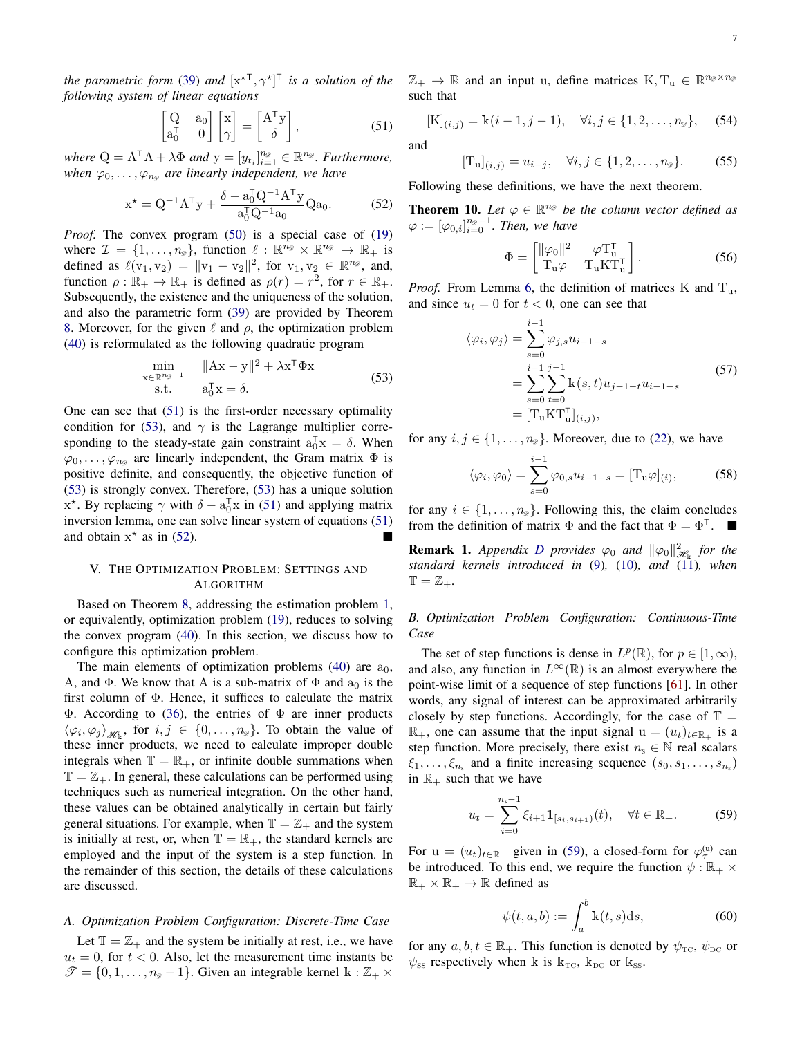*the parametric form* (39) *and* $[\mathrm{x}^{\star\mathsf{T}}, \gamma^\star]^\mathsf{T}$ *is a solution of the following system of linear equations*

$$\begin{bmatrix} \mathrm{Q} & \mathrm{a}_0 \\ \mathrm{a}_0^\mathsf{T} & 0 \end{bmatrix} \begin{bmatrix} \mathrm{x} \\ \gamma \end{bmatrix} = \begin{bmatrix} \mathrm{A}^\mathsf{T}\mathrm{y} \\ \delta \end{bmatrix}, \tag{51}$$

*where* $\mathrm{Q} = \mathrm{A}^\mathsf{T}\mathrm{A} + \lambda\Phi$ *and* $\mathrm{y} = [y_{t_i}]_{i=1}^{n_\mathscr{D}} \in \mathbb{R}^{n_\mathscr{D}}$. *Furthermore, when* $\varphi_0, \ldots, \varphi_{n_\mathscr{D}}$ *are linearly independent, we have*

$$\mathrm{x}^\star = \mathrm{Q}^{-1}\mathrm{A}^\mathsf{T}\mathrm{y} + \frac{\delta - \mathrm{a}_0^\mathsf{T}\mathrm{Q}^{-1}\mathrm{A}^\mathsf{T}\mathrm{y}}{\mathrm{a}_0^\mathsf{T}\mathrm{Q}^{-1}\mathrm{a}_0}\mathrm{Q}\mathrm{a}_0. \tag{52}$$

*Proof.* The convex program (50) is a special case of (19) where $\mathcal{I} = \{1, \ldots, n_\mathscr{D}\}$, function $\ell : \mathbb{R}^{n_\mathscr{D}} \times \mathbb{R}^{n_\mathscr{D}} \to \mathbb{R}_+$ is defined as $\ell(\mathrm{v}_1, \mathrm{v}_2) = \|\mathrm{v}_1 - \mathrm{v}_2\|^2$, for $\mathrm{v}_1, \mathrm{v}_2 \in \mathbb{R}^{n_\mathscr{D}}$, and, function $\rho : \mathbb{R}_+ \to \mathbb{R}_+$ is defined as $\rho(r) = r^2$, for $r \in \mathbb{R}_+$. Subsequently, the existence and the uniqueness of the solution, and also the parametric form (39) are provided by Theorem 8. Moreover, for the given $\ell$ and $\rho$, the optimization problem (40) is reformulated as the following quadratic program

$$\begin{aligned} \min_{\mathrm{x}\in\mathbb{R}^{n_\mathscr{D}+1}} \quad & \|\mathrm{A}\mathrm{x} - \mathrm{y}\|^2 + \lambda\mathrm{x}^\mathsf{T}\Phi\mathrm{x} \\ \text{s.t.} \quad & \mathrm{a}_0^\mathsf{T}\mathrm{x} = \delta. \end{aligned} \tag{53}$$

One can see that (51) is the first-order necessary optimality condition for (53), and $\gamma$ is the Lagrange multiplier corresponding to the steady-state gain constraint $\mathrm{a}_0^\mathsf{T}\mathrm{x} = \delta$. When $\varphi_0, \ldots, \varphi_{n_\mathscr{D}}$ are linearly independent, the Gram matrix $\Phi$ is positive definite, and consequently, the objective function of (53) is strongly convex. Therefore, (53) has a unique solution $\mathrm{x}^\star$. By replacing $\gamma$ with $\delta - \mathrm{a}_0^\mathsf{T}\mathrm{x}$ in (51) and applying matrix inversion lemma, one can solve linear system of equations (51) and obtain $\mathrm{x}^\star$ as in (52). ∎

## V. The Optimization Problem: Settings and Algorithm

Based on Theorem 8, addressing the estimation problem 1, or equivalently, optimization problem (19), reduces to solving the convex program (40). In this section, we discuss how to configure this optimization problem.

The main elements of optimization problems (40) are $\mathrm{a}_0$, A, and $\Phi$. We know that A is a sub-matrix of $\Phi$ and $\mathrm{a}_0$ is the first column of $\Phi$. Hence, it suffices to calculate the matrix $\Phi$. According to (36), the entries of $\Phi$ are inner products $\langle\varphi_i, \varphi_j\rangle_{\mathscr{H}_\mathbb{k}}$, for $i, j \in \{0, \ldots, n_\mathscr{D}\}$. To obtain the value of these inner products, we need to calculate improper double integrals when $\mathbb{T} = \mathbb{R}_+$, or infinite double summations when $\mathbb{T} = \mathbb{Z}_+$. In general, these calculations can be performed using techniques such as numerical integration. On the other hand, these values can be obtained analytically in certain but fairly general situations. For example, when $\mathbb{T} = \mathbb{Z}_+$ and the system is initially at rest, or, when $\mathbb{T} = \mathbb{R}_+$, the standard kernels are employed and the input of the system is a step function. In the remainder of this section, the details of these calculations are discussed.

### A. Optimization Problem Configuration: Discrete-Time Case

Let $\mathbb{T} = \mathbb{Z}_+$ and the system be initially at rest, i.e., we have $u_t = 0$, for $t < 0$. Also, let the measurement time instants be $\mathscr{T} = \{0, 1, \ldots, n_\mathscr{D} - 1\}$. Given an integrable kernel $\mathbb{k} : \mathbb{Z}_+ \times \mathbb{Z}_+ \to \mathbb{R}$ and an input u, define matrices $\mathrm{K}, \mathrm{T}_\mathrm{u} \in \mathbb{R}^{n_\mathscr{D}\times n_\mathscr{D}}$ such that

$$[\mathrm{K}]_{(i,j)} = \mathbb{k}(i-1, j-1), \quad \forall i, j \in \{1, 2, \ldots, n_\mathscr{D}\}, \tag{54}$$

and

$$[\mathrm{T}_\mathrm{u}]_{(i,j)} = u_{i-j}, \quad \forall i, j \in \{1, 2, \ldots, n_\mathscr{D}\}. \tag{55}$$

Following these definitions, we have the next theorem.

**Theorem 10.** *Let* $\varphi \in \mathbb{R}^{n_\mathscr{D}}$ *be the column vector defined as* $\varphi := [\varphi_{0,i}]_{i=0}^{n_\mathscr{D}-1}$. *Then, we have*

$$\Phi = \begin{bmatrix} \|\varphi_0\|^2 & \varphi\mathrm{T}_\mathrm{u}^\mathsf{T} \\ \mathrm{T}_\mathrm{u}\varphi & \mathrm{T}_\mathrm{u}\mathrm{K}\mathrm{T}_\mathrm{u}^\mathsf{T} \end{bmatrix}. \tag{56}$$

*Proof.* From Lemma 6, the definition of matrices K and $\mathrm{T}_\mathrm{u}$, and since $u_t = 0$ for $t < 0$, one can see that

$$\begin{aligned} \langle\varphi_i, \varphi_j\rangle &= \sum_{s=0}^{i-1} \varphi_{j,s}u_{i-1-s} \\ &= \sum_{s=0}^{i-1}\sum_{t=0}^{j-1} \mathbb{k}(s,t)u_{j-1-t}u_{i-1-s} \\ &= [\mathrm{T}_\mathrm{u}\mathrm{K}\mathrm{T}_\mathrm{u}^\mathsf{T}]_{(i,j)}, \end{aligned} \tag{57}$$

for any $i, j \in \{1, \ldots, n_\mathscr{D}\}$. Moreover, due to (22), we have

$$\langle\varphi_i, \varphi_0\rangle = \sum_{s=0}^{i-1} \varphi_{0,s}u_{i-1-s} = [\mathrm{T}_\mathrm{u}\varphi]_{(i)}, \tag{58}$$

for any $i \in \{1, \ldots, n_\mathscr{D}\}$. Following this, the claim concludes from the definition of matrix $\Phi$ and the fact that $\Phi = \Phi^\mathsf{T}$. ∎

**Remark 1.** *Appendix D provides* $\varphi_0$ *and* $\|\varphi_0\|^2_{\mathscr{H}_\mathbb{k}}$ *for the standard kernels introduced in* (9), (10), *and* (11), *when* $\mathbb{T} = \mathbb{Z}_+$.

### B. Optimization Problem Configuration: Continuous-Time Case

The set of step functions is dense in $L^p(\mathbb{R})$, for $p \in [1, \infty)$, and also, any function in $L^\infty(\mathbb{R})$ is an almost everywhere the point-wise limit of a sequence of step functions [61]. In other words, any signal of interest can be approximated arbitrarily closely by step functions. Accordingly, for the case of $\mathbb{T} = \mathbb{R}_+$, one can assume that the input signal $\mathrm{u} = (u_t)_{t\in\mathbb{R}_+}$ is a step function. More precisely, there exist $n_\mathrm{s} \in \mathbb{N}$ real scalars $\xi_1, \ldots, \xi_{n_\mathrm{s}}$ and a finite increasing sequence $(s_0, s_1, \ldots, s_{n_\mathrm{s}})$ in $\mathbb{R}_+$ such that we have

$$u_t = \sum_{i=0}^{n_\mathrm{s}-1} \xi_{i+1}\mathbf{1}_{[s_i, s_{i+1})}(t), \quad \forall t \in \mathbb{R}_+. \tag{59}$$

For $\mathrm{u} = (u_t)_{t\in\mathbb{R}_+}$ given in (59), a closed-form for $\varphi_\tau^{(\mathrm{u})}$ can be introduced. To this end, we require the function $\psi : \mathbb{R}_+ \times \mathbb{R}_+ \times \mathbb{R}_+ \to \mathbb{R}$ defined as

$$\psi(t, a, b) := \int_a^b \mathbb{k}(t, s)\mathrm{d}s, \tag{60}$$

for any $a, b, t \in \mathbb{R}_+$. This function is denoted by $\psi_{\mathrm{TC}}$, $\psi_{\mathrm{DC}}$ or $\psi_{\mathrm{SS}}$ respectively when $\mathbb{k}$ is $\mathbb{k}_{\mathrm{TC}}$, $\mathbb{k}_{\mathrm{DC}}$ or $\mathbb{k}_{\mathrm{SS}}$.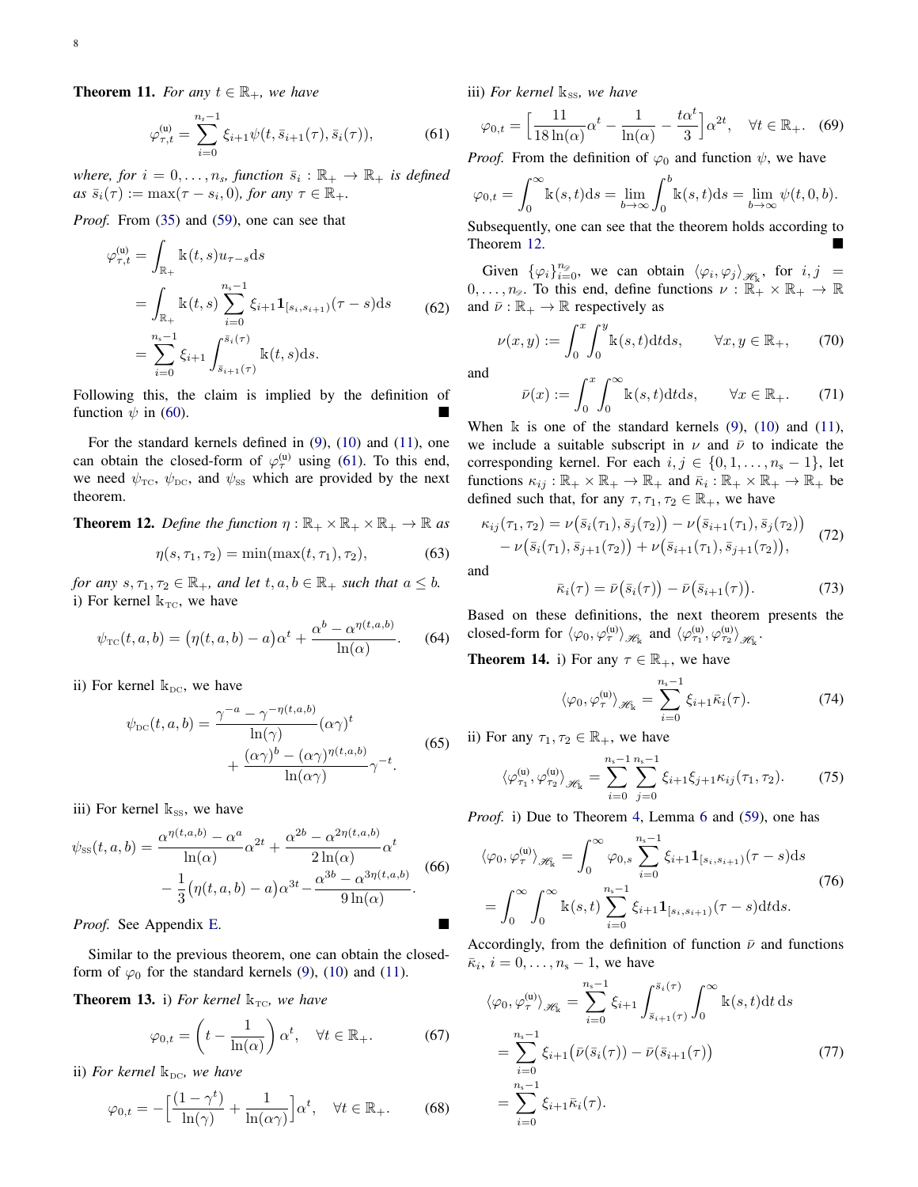**Theorem 11.** *For any $t \in \mathbb{R}_+$, we have*

$$\varphi^{(\mathrm{u})}_{\tau,t} = \sum_{i=0}^{n_s-1} \xi_{i+1} \psi(t, \bar{s}_{i+1}(\tau), \bar{s}_i(\tau)), \tag{61}$$

*where, for $i = 0, \ldots, n_s$, function $\bar{s}_i : \mathbb{R}_+ \to \mathbb{R}_+$ is defined as $\bar{s}_i(\tau) := \max(\tau - s_i, 0)$, for any $\tau \in \mathbb{R}_+$.*

*Proof.* From (35) and (59), one can see that

$$\begin{aligned}
\varphi^{(\mathrm{u})}_{\tau,t} &= \int_{\mathbb{R}_+} \mathbb{k}(t,s) u_{\tau-s} \mathrm{d}s \\
&= \int_{\mathbb{R}_+} \mathbb{k}(t,s) \sum_{i=0}^{n_s-1} \xi_{i+1} \mathbf{1}_{[s_i, s_{i+1})}(\tau - s) \mathrm{d}s \\
&= \sum_{i=0}^{n_s-1} \xi_{i+1} \int_{\bar{s}_{i+1}(\tau)}^{\bar{s}_i(\tau)} \mathbb{k}(t,s) \mathrm{d}s.
\end{aligned} \tag{62}$$

Following this, the claim is implied by the definition of function $\psi$ in (60). ■

For the standard kernels defined in (9), (10) and (11), one can obtain the closed-form of $\varphi^{(\mathrm{u})}_{\tau}$ using (61). To this end, we need $\psi_{\mathrm{TC}}$, $\psi_{\mathrm{DC}}$, and $\psi_{\mathrm{SS}}$ which are provided by the next theorem.

**Theorem 12.** *Define the function $\eta : \mathbb{R}_+ \times \mathbb{R}_+ \times \mathbb{R}_+ \to \mathbb{R}$ as*

$$\eta(s, \tau_1, \tau_2) = \min(\max(t, \tau_1), \tau_2), \tag{63}$$

*for any $s, \tau_1, \tau_2 \in \mathbb{R}_+$, and let $t, a, b \in \mathbb{R}_+$ such that $a \leq b$.*
i) For kernel $\mathbb{k}_{\mathrm{TC}}$, we have

$$\psi_{\mathrm{TC}}(t,a,b) = \big(\eta(t,a,b) - a\big)\alpha^t + \frac{\alpha^b - \alpha^{\eta(t,a,b)}}{\ln(\alpha)}. \tag{64}$$

ii) For kernel $\mathbb{k}_{\mathrm{DC}}$, we have

$$\begin{aligned}
\psi_{\mathrm{DC}}(t,a,b) = &\frac{\gamma^{-a} - \gamma^{-\eta(t,a,b)}}{\ln(\gamma)}(\alpha\gamma)^t \\
&+ \frac{(\alpha\gamma)^b - (\alpha\gamma)^{\eta(t,a,b)}}{\ln(\alpha\gamma)}\gamma^{-t}.
\end{aligned} \tag{65}$$

iii) For kernel $\mathbb{k}_{\mathrm{SS}}$, we have

$$\begin{aligned}
\psi_{\mathrm{SS}}(t,a,b) = &\frac{\alpha^{\eta(t,a,b)} - \alpha^a}{\ln(\alpha)}\alpha^{2t} + \frac{\alpha^{2b} - \alpha^{2\eta(t,a,b)}}{2\ln(\alpha)}\alpha^t \\
&- \frac{1}{3}\big(\eta(t,a,b) - a\big)\alpha^{3t} - \frac{\alpha^{3b} - \alpha^{3\eta(t,a,b)}}{9\ln(\alpha)}.
\end{aligned} \tag{66}$$

*Proof.* See Appendix E. ■

Similar to the previous theorem, one can obtain the closed-form of $\varphi_0$ for the standard kernels (9), (10) and (11).

**Theorem 13.** i) *For kernel $\mathbb{k}_{\mathrm{TC}}$, we have*

$$\varphi_{0,t} = \left(t - \frac{1}{\ln(\alpha)}\right)\alpha^t, \quad \forall t \in \mathbb{R}_+. \tag{67}$$

ii) *For kernel $\mathbb{k}_{\mathrm{DC}}$, we have*

$$\varphi_{0,t} = -\Big[\frac{(1-\gamma^t)}{\ln(\gamma)} + \frac{1}{\ln(\alpha\gamma)}\Big]\alpha^t, \quad \forall t \in \mathbb{R}_+. \tag{68}$$

iii) *For kernel $\mathbb{k}_{\mathrm{SS}}$, we have*

$$\varphi_{0,t} = \Big[\frac{11}{18\ln(\alpha)}\alpha^t - \frac{1}{\ln(\alpha)} - \frac{t\alpha^t}{3}\Big]\alpha^{2t}, \quad \forall t \in \mathbb{R}_+. \tag{69}$$

*Proof.* From the definition of $\varphi_0$ and function $\psi$, we have

$$\varphi_{0,t} = \int_0^\infty \mathbb{k}(s,t)\mathrm{d}s = \lim_{b\to\infty}\int_0^b \mathbb{k}(s,t)\mathrm{d}s = \lim_{b\to\infty}\psi(t,0,b).$$

Subsequently, one can see that the theorem holds according to Theorem 12. ■

Given $\{\varphi_i\}_{i=0}^{n_{\mathscr{D}}}$, we can obtain $\langle\varphi_i, \varphi_j\rangle_{\mathscr{H}_\mathbb{k}}$, for $i,j = 0,\ldots,n_{\mathscr{D}}$. To this end, define functions $\nu : \mathbb{R}_+ \times \mathbb{R}_+ \to \mathbb{R}$ and $\bar{\nu} : \mathbb{R}_+ \to \mathbb{R}$ respectively as

$$\nu(x,y) := \int_0^x \int_0^y \mathbb{k}(s,t)\mathrm{d}t\mathrm{d}s, \qquad \forall x,y \in \mathbb{R}_+, \tag{70}$$

and

$$\bar{\nu}(x) := \int_0^x \int_0^\infty \mathbb{k}(s,t)\mathrm{d}t\mathrm{d}s, \qquad \forall x \in \mathbb{R}_+. \tag{71}$$

When $\mathbb{k}$ is one of the standard kernels (9), (10) and (11), we include a suitable subscript in $\nu$ and $\bar{\nu}$ to indicate the corresponding kernel. For each $i,j \in \{0,1,\ldots,n_s-1\}$, let functions $\kappa_{ij} : \mathbb{R}_+ \times \mathbb{R}_+ \to \mathbb{R}_+$ and $\bar{\kappa}_i : \mathbb{R}_+ \times \mathbb{R}_+ \to \mathbb{R}_+$ be defined such that, for any $\tau, \tau_1, \tau_2 \in \mathbb{R}_+$, we have

$$\begin{aligned}
\kappa_{ij}(\tau_1,\tau_2) = &\nu\big(\bar{s}_i(\tau_1), \bar{s}_j(\tau_2)\big) - \nu\big(\bar{s}_{i+1}(\tau_1), \bar{s}_j(\tau_2)\big) \\
&- \nu\big(\bar{s}_i(\tau_1), \bar{s}_{j+1}(\tau_2)\big) + \nu\big(\bar{s}_{i+1}(\tau_1), \bar{s}_{j+1}(\tau_2)\big),
\end{aligned} \tag{72}$$

and

$$\bar{\kappa}_i(\tau) = \bar{\nu}\big(\bar{s}_i(\tau)\big) - \bar{\nu}\big(\bar{s}_{i+1}(\tau)\big). \tag{73}$$

Based on these definitions, the next theorem presents the closed-form for $\langle\varphi_0, \varphi^{(\mathrm{u})}_{\tau}\rangle_{\mathscr{H}_\mathbb{k}}$ and $\langle\varphi^{(\mathrm{u})}_{\tau_1}, \varphi^{(\mathrm{u})}_{\tau_2}\rangle_{\mathscr{H}_\mathbb{k}}$.

**Theorem 14.** i) For any $\tau \in \mathbb{R}_+$, we have

$$\langle\varphi_0, \varphi^{(\mathrm{u})}_{\tau}\rangle_{\mathscr{H}_\mathbb{k}} = \sum_{i=0}^{n_s-1} \xi_{i+1}\bar{\kappa}_i(\tau). \tag{74}$$

ii) For any $\tau_1, \tau_2 \in \mathbb{R}_+$, we have

$$\langle\varphi^{(\mathrm{u})}_{\tau_1}, \varphi^{(\mathrm{u})}_{\tau_2}\rangle_{\mathscr{H}_\mathbb{k}} = \sum_{i=0}^{n_s-1}\sum_{j=0}^{n_s-1} \xi_{i+1}\xi_{j+1}\kappa_{ij}(\tau_1,\tau_2). \tag{75}$$

*Proof.* i) Due to Theorem 4, Lemma 6 and (59), one has

$$\begin{aligned}
\langle\varphi_0, \varphi^{(\mathrm{u})}_{\tau}\rangle_{\mathscr{H}_\mathbb{k}} &= \int_0^\infty \varphi_{0,s} \sum_{i=0}^{n_s-1} \xi_{i+1}\mathbf{1}_{[s_i,s_{i+1})}(\tau - s)\mathrm{d}s \\
&= \int_0^\infty \int_0^\infty \mathbb{k}(s,t) \sum_{i=0}^{n_s-1} \xi_{i+1}\mathbf{1}_{[s_i,s_{i+1})}(\tau - s)\mathrm{d}t\mathrm{d}s.
\end{aligned} \tag{76}$$

Accordingly, from the definition of function $\bar{\nu}$ and functions $\bar{\kappa}_i$, $i = 0,\ldots,n_s-1$, we have

$$\begin{aligned}
\langle\varphi_0, \varphi^{(\mathrm{u})}_{\tau}\rangle_{\mathscr{H}_\mathbb{k}} &= \sum_{i=0}^{n_s-1} \xi_{i+1} \int_{\bar{s}_{i+1}(\tau)}^{\bar{s}_i(\tau)} \int_0^\infty \mathbb{k}(s,t)\mathrm{d}t\,\mathrm{d}s \\
&= \sum_{i=0}^{n_s-1} \xi_{i+1}\big(\bar{\nu}(\bar{s}_i(\tau)) - \bar{\nu}(\bar{s}_{i+1}(\tau)\big) \\
&= \sum_{i=0}^{n_s-1} \xi_{i+1}\bar{\kappa}_i(\tau).
\end{aligned} \tag{77}$$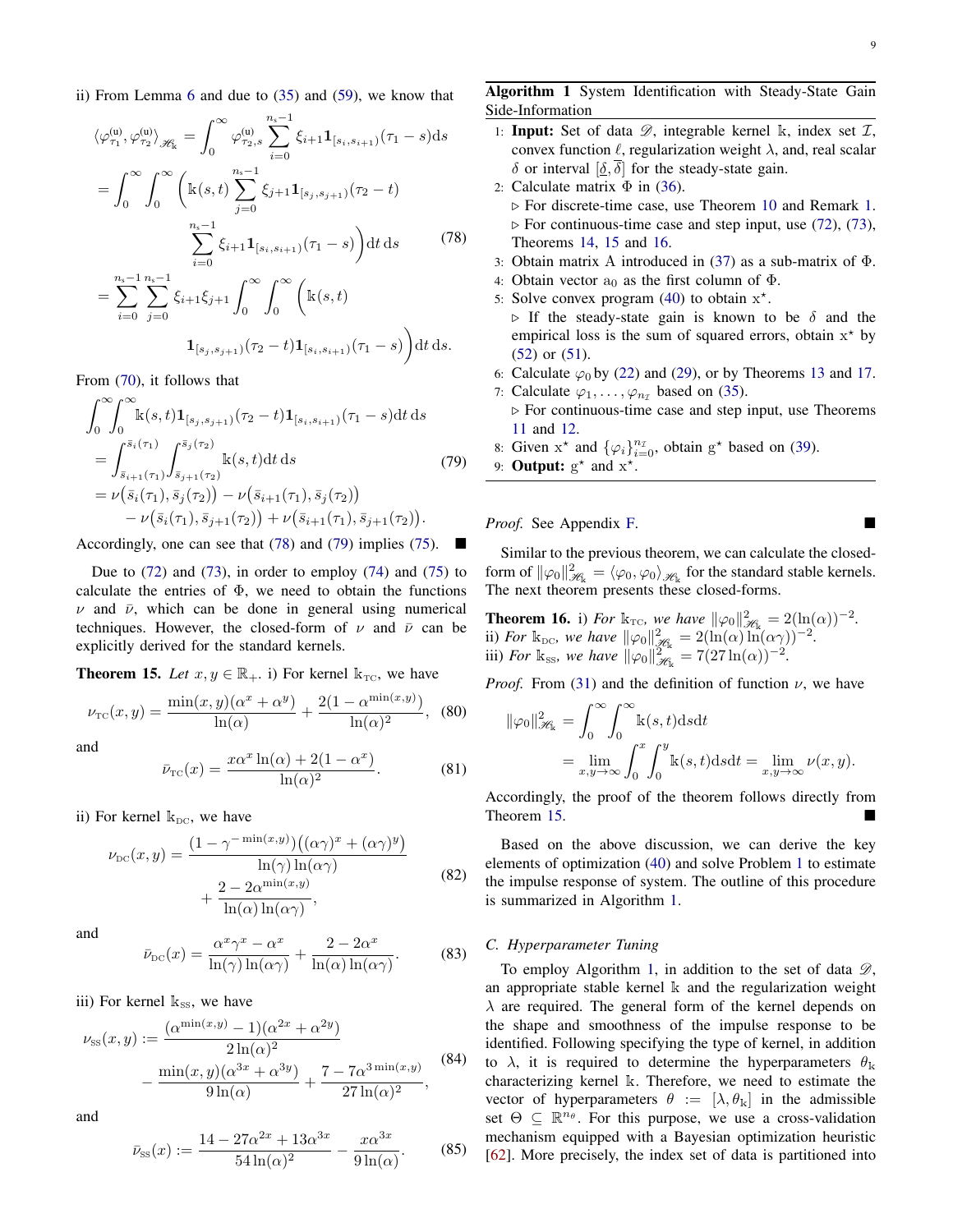ii) From Lemma 6 and due to (35) and (59), we know that

$$
\begin{aligned}
\langle \varphi^{(\mathrm{u})}_{\tau_1}, \varphi^{(\mathrm{u})}_{\tau_2} \rangle_{\mathscr{H}_{\mathbb{k}}} &= \int_0^\infty \varphi^{(\mathrm{u})}_{\tau_2,s} \sum_{i=0}^{n_{\mathrm{s}}-1} \xi_{i+1} \mathbf{1}_{[s_i,s_{i+1})}(\tau_1 - s) \mathrm{d}s \\
&= \int_0^\infty \int_0^\infty \Bigg( \mathbb{k}(s,t) \sum_{j=0}^{n_{\mathrm{s}}-1} \xi_{j+1} \mathbf{1}_{[s_j,s_{j+1})}(\tau_2 - t) \\
&\qquad \sum_{i=0}^{n_{\mathrm{s}}-1} \xi_{i+1} \mathbf{1}_{[s_i,s_{i+1})}(\tau_1 - s) \Bigg) \mathrm{d}t \, \mathrm{d}s \\
&= \sum_{i=0}^{n_{\mathrm{s}}-1} \sum_{j=0}^{n_{\mathrm{s}}-1} \xi_{i+1} \xi_{j+1} \int_0^\infty \int_0^\infty \Bigg( \mathbb{k}(s,t) \\
&\qquad \mathbf{1}_{[s_j,s_{j+1})}(\tau_2 - t) \mathbf{1}_{[s_i,s_{i+1})}(\tau_1 - s) \Bigg) \mathrm{d}t \, \mathrm{d}s.
\end{aligned}
\tag{78}
$$

From (70), it follows that

$$
\begin{aligned}
&\int_0^\infty \int_0^\infty \mathbb{k}(s,t) \mathbf{1}_{[s_j,s_{j+1})}(\tau_2 - t) \mathbf{1}_{[s_i,s_{i+1})}(\tau_1 - s) \mathrm{d}t \, \mathrm{d}s \\
&= \int_{\bar{s}_{i+1}(\tau_1)}^{\bar{s}_i(\tau_1)} \int_{\bar{s}_{j+1}(\tau_2)}^{\bar{s}_j(\tau_2)} \mathbb{k}(s,t) \mathrm{d}t \, \mathrm{d}s \\
&= \nu\big(\bar{s}_i(\tau_1), \bar{s}_j(\tau_2)\big) - \nu\big(\bar{s}_{i+1}(\tau_1), \bar{s}_j(\tau_2)\big) \\
&\quad - \nu\big(\bar{s}_i(\tau_1), \bar{s}_{j+1}(\tau_2)\big) + \nu\big(\bar{s}_{i+1}(\tau_1), \bar{s}_{j+1}(\tau_2)\big).
\end{aligned}
\tag{79}
$$

Accordingly, one can see that (78) and (79) implies (75). ■

Due to (72) and (73), in order to employ (74) and (75) to calculate the entries of $\Phi$, we need to obtain the functions $\nu$ and $\bar{\nu}$, which can be done in general using numerical techniques. However, the closed-form of $\nu$ and $\bar{\nu}$ can be explicitly derived for the standard kernels.

**Theorem 15.** *Let $x, y \in \mathbb{R}_+$.* i) For kernel $\mathbb{k}_{\mathrm{TC}}$, we have

$$
\nu_{\mathrm{TC}}(x,y) = \frac{\min(x,y)(\alpha^x + \alpha^y)}{\ln(\alpha)} + \frac{2(1-\alpha^{\min(x,y)})}{\ln(\alpha)^2},
\tag{80}
$$

and

$$
\bar{\nu}_{\mathrm{TC}}(x) = \frac{x\alpha^x \ln(\alpha) + 2(1-\alpha^x)}{\ln(\alpha)^2}.
\tag{81}
$$

ii) For kernel $\mathbb{k}_{\mathrm{DC}}$, we have

$$
\begin{aligned}
\nu_{\mathrm{DC}}(x,y) &= \frac{(1-\gamma^{-\min(x,y)})\big((\alpha\gamma)^x + (\alpha\gamma)^y\big)}{\ln(\gamma)\ln(\alpha\gamma)} \\
&\quad + \frac{2 - 2\alpha^{\min(x,y)}}{\ln(\alpha)\ln(\alpha\gamma)},
\end{aligned}
\tag{82}
$$

and

$$
\bar{\nu}_{\mathrm{DC}}(x) = \frac{\alpha^x\gamma^x - \alpha^x}{\ln(\gamma)\ln(\alpha\gamma)} + \frac{2 - 2\alpha^x}{\ln(\alpha)\ln(\alpha\gamma)}.
\tag{83}
$$

iii) For kernel $\mathbb{k}_{\mathrm{SS}}$, we have

$$
\begin{aligned}
\nu_{\mathrm{SS}}(x,y) &:= \frac{(\alpha^{\min(x,y)} - 1)(\alpha^{2x} + \alpha^{2y})}{2\ln(\alpha)^2} \\
&\quad - \frac{\min(x,y)(\alpha^{3x} + \alpha^{3y})}{9\ln(\alpha)} + \frac{7 - 7\alpha^{3\min(x,y)}}{27\ln(\alpha)^2},
\end{aligned}
\tag{84}
$$

and

$$
\bar{\nu}_{\mathrm{SS}}(x) := \frac{14 - 27\alpha^{2x} + 13\alpha^{3x}}{54\ln(\alpha)^2} - \frac{x\alpha^{3x}}{9\ln(\alpha)}.
\tag{85}
$$

*Proof.* See Appendix F. ■

Similar to the previous theorem, we can calculate the closed-form of $\|\varphi_0\|^2_{\mathscr{H}_{\mathbb{k}}} = \langle \varphi_0, \varphi_0 \rangle_{\mathscr{H}_{\mathbb{k}}}$ for the standard stable kernels. The next theorem presents these closed-forms.

**Theorem 16.** *i) For $\mathbb{k}_{\mathrm{TC}}$, we have $\|\varphi_0\|^2_{\mathscr{H}_{\mathbb{k}}} = 2(\ln(\alpha))^{-2}$.*
*ii) For $\mathbb{k}_{\mathrm{DC}}$, we have $\|\varphi_0\|^2_{\mathscr{H}_{\mathbb{k}}} = 2(\ln(\alpha)\ln(\alpha\gamma))^{-2}$.*
*iii) For $\mathbb{k}_{\mathrm{SS}}$, we have $\|\varphi_0\|^2_{\mathscr{H}_{\mathbb{k}}} = 7(27\ln(\alpha))^{-2}$.*

*Proof.* From (31) and the definition of function $\nu$, we have

$$
\begin{aligned}
\|\varphi_0\|^2_{\mathscr{H}_{\mathbb{k}}} &= \int_0^\infty \int_0^\infty \mathbb{k}(s,t) \mathrm{d}s\mathrm{d}t \\
&= \lim_{x,y\to\infty} \int_0^x \int_0^y \mathbb{k}(s,t) \mathrm{d}s\mathrm{d}t = \lim_{x,y\to\infty} \nu(x,y).
\end{aligned}
$$

Accordingly, the proof of the theorem follows directly from Theorem 15. ■

Based on the above discussion, we can derive the key elements of optimization (40) and solve Problem 1 to estimate the impulse response of system. The outline of this procedure is summarized in Algorithm 1.

---

**Algorithm 1** System Identification with Steady-State Gain Side-Information

1: **Input:** Set of data $\mathscr{D}$, integrable kernel $\mathbb{k}$, index set $\mathcal{I}$, convex function $\ell$, regularization weight $\lambda$, and, real scalar $\delta$ or interval $[\underline{\delta}, \overline{\delta}]$ for the steady-state gain.
2: Calculate matrix $\Phi$ in (36).
   ▷ For discrete-time case, use Theorem 10 and Remark 1.
   ▷ For continuous-time case and step input, use (72), (73), Theorems 14, 15 and 16.
3: Obtain matrix $\mathrm{A}$ introduced in (37) as a sub-matrix of $\Phi$.
4: Obtain vector $\mathrm{a}_0$ as the first column of $\Phi$.
5: Solve convex program (40) to obtain $\mathrm{x}^\star$.
   ▷ If the steady-state gain is known to be $\delta$ and the empirical loss is the sum of squared errors, obtain $\mathrm{x}^\star$ by (52) or (51).
6: Calculate $\varphi_0$ by (22) and (29), or by Theorems 13 and 17.
7: Calculate $\varphi_1, \ldots, \varphi_{n_{\mathcal{I}}}$ based on (35).
   ▷ For continuous-time case and step input, use Theorems 11 and 12.
8: Given $\mathrm{x}^\star$ and $\{\varphi_i\}_{i=0}^{n_{\mathcal{I}}}$, obtain $\mathrm{g}^\star$ based on (39).
9: **Output:** $\mathrm{g}^\star$ and $\mathrm{x}^\star$.

---

### C. Hyperparameter Tuning

To employ Algorithm 1, in addition to the set of data $\mathscr{D}$, an appropriate stable kernel $\mathbb{k}$ and the regularization weight $\lambda$ are required. The general form of the kernel depends on the shape and smoothness of the impulse response to be identified. Following specifying the type of kernel, in addition to $\lambda$, it is required to determine the hyperparameters $\theta_{\mathbb{k}}$ characterizing kernel $\mathbb{k}$. Therefore, we need to estimate the vector of hyperparameters $\theta := [\lambda, \theta_{\mathbb{k}}]$ in the admissible set $\Theta \subseteq \mathbb{R}^{n_\theta}$. For this purpose, we use a cross-validation mechanism equipped with a Bayesian optimization heuristic [62]. More precisely, the index set of data is partitioned into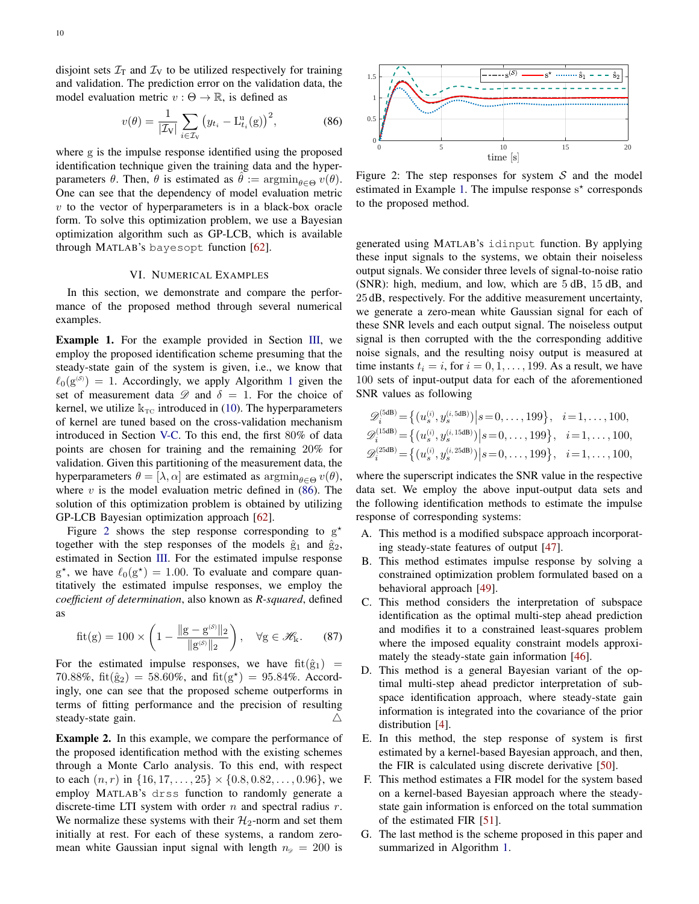disjoint sets $\mathcal{I}_\mathrm{T}$ and $\mathcal{I}_\mathrm{V}$ to be utilized respectively for training and validation. The prediction error on the validation data, the model evaluation metric $v:\Theta\to\mathbb{R}$, is defined as

$$v(\theta)=\frac{1}{|\mathcal{I}_\mathrm{V}|}\sum_{i\in\mathcal{I}_\mathrm{V}}\big(y_{t_i}-\mathrm{L}^{\mathrm{u}}_{t_i}(\mathrm{g})\big)^2, \tag{86}$$

where $\mathrm{g}$ is the impulse response identified using the proposed identification technique given the training data and the hyperparameters $\theta$. Then, $\theta$ is estimated as $\hat{\theta}:=\mathrm{argmin}_{\theta\in\Theta}\,v(\theta)$. One can see that the dependency of model evaluation metric $v$ to the vector of hyperparameters is in a black-box oracle form. To solve this optimization problem, we use a Bayesian optimization algorithm such as GP-LCB, which is available through MATLAB's `bayesopt` function [62].

## VI. Numerical Examples

In this section, we demonstrate and compare the performance of the proposed method through several numerical examples.

**Example 1.** For the example provided in Section III, we employ the proposed identification scheme presuming that the steady-state gain of the system is given, i.e., we know that $\ell_0(\mathrm{g}^{(\mathcal{S})})=1$. Accordingly, we apply Algorithm 1 given the set of measurement data $\mathscr{D}$ and $\delta=1$. For the choice of kernel, we utilize $\mathbb{k}_{\mathrm{TC}}$ introduced in (10). The hyperparameters of kernel are tuned based on the cross-validation mechanism introduced in Section V-C. To this end, the first 80% of data points are chosen for training and the remaining 20% for validation. Given this partitioning of the measurement data, the hyperparameters $\theta=[\lambda,\alpha]$ are estimated as $\mathrm{argmin}_{\theta\in\Theta}\,v(\theta)$, where $v$ is the model evaluation metric defined in (86). The solution of this optimization problem is obtained by utilizing GP-LCB Bayesian optimization approach [62].

Figure 2 shows the step response corresponding to $\mathrm{g}^\star$ together with the step responses of the models $\hat{\mathrm{g}}_1$ and $\hat{\mathrm{g}}_2$, estimated in Section III. For the estimated impulse response $\mathrm{g}^\star$, we have $\ell_0(\mathrm{g}^\star)=1.00$. To evaluate and compare quantitatively the estimated impulse responses, we employ the *coefficient of determination*, also known as ***R-squared***, defined as

$$\mathrm{fit}(\mathrm{g})=100\times\left(1-\frac{\|\mathrm{g}-\mathrm{g}^{(\mathcal{S})}\|_2}{\|\mathrm{g}^{(\mathcal{S})}\|_2}\right),\quad \forall \mathrm{g}\in\mathscr{H}_{\mathrm{k}}. \tag{87}$$

For the estimated impulse responses, we have $\mathrm{fit}(\hat{\mathrm{g}}_1)=70.88\%$, $\mathrm{fit}(\hat{\mathrm{g}}_2)=58.60\%$, and $\mathrm{fit}(\mathrm{g}^\star)=95.84\%$. Accordingly, one can see that the proposed scheme outperforms in terms of fitting performance and the precision of resulting steady-state gain. △

Figure 2: The step responses for system $\mathcal{S}$ and the model estimated in Example 1. The impulse response $\mathrm{s}^\star$ corresponds to the proposed method.

**Example 2.** In this example, we compare the performance of the proposed identification method with the existing schemes through a Monte Carlo analysis. To this end, with respect to each $(n,r)$ in $\{16,17,\ldots,25\}\times\{0.8,0.82,\ldots,0.96\}$, we employ MATLAB's `drss` function to randomly generate a discrete-time LTI system with order $n$ and spectral radius $r$. We normalize these systems with their $\mathcal{H}_2$-norm and set them initially at rest. For each of these systems, a random zero-mean white Gaussian input signal with length $n_{\mathscr{D}}=200$ is generated using MATLAB's `idinput` function. By applying these input signals to the systems, we obtain their noiseless output signals. We consider three levels of signal-to-noise ratio (SNR): high, medium, and low, which are 5 dB, 15 dB, and 25 dB, respectively. For the additive measurement uncertainty, we generate a zero-mean white Gaussian signal for each of these SNR levels and each output signal. The noiseless output signal is then corrupted with the the corresponding additive noise signals, and the resulting noisy output is measured at time instants $t_i=i$, for $i=0,1,\ldots,199$. As a result, we have 100 sets of input-output data for each of the aforementioned SNR values as following

$$\begin{aligned}
\mathscr{D}_i^{(5\mathrm{dB})}&=\big\{(u_s^{(i)},y_s^{(i,5\mathrm{dB})})\big|s=0,\ldots,199\big\},\quad i=1,\ldots,100,\\
\mathscr{D}_i^{(15\mathrm{dB})}&=\big\{(u_s^{(i)},y_s^{(i,15\mathrm{dB})})\big|s=0,\ldots,199\big\},\quad i=1,\ldots,100,\\
\mathscr{D}_i^{(25\mathrm{dB})}&=\big\{(u_s^{(i)},y_s^{(i,25\mathrm{dB})})\big|s=0,\ldots,199\big\},\quad i=1,\ldots,100,
\end{aligned}$$

where the superscript indicates the SNR value in the respective data set. We employ the above input-output data sets and the following identification methods to estimate the impulse response of corresponding systems:

A. This method is a modified subspace approach incorporating steady-state features of output [47].
B. This method estimates impulse response by solving a constrained optimization problem formulated based on a behavioral approach [49].
C. This method considers the interpretation of subspace identification as the optimal multi-step ahead prediction and modifies it to a constrained least-squares problem where the imposed equality constraint models approximately the steady-state gain information [46].
D. This method is a general Bayesian variant of the optimal multi-step ahead predictor interpretation of subspace identification approach, where steady-state gain information is integrated into the covariance of the prior distribution [4].
E. In this method, the step response of system is first estimated by a kernel-based Bayesian approach, and then, the FIR is calculated using discrete derivative [50].
F. This method estimates a FIR model for the system based on a kernel-based Bayesian approach where the steady-state gain information is enforced on the total summation of the estimated FIR [51].
G. The last method is the scheme proposed in this paper and summarized in Algorithm 1.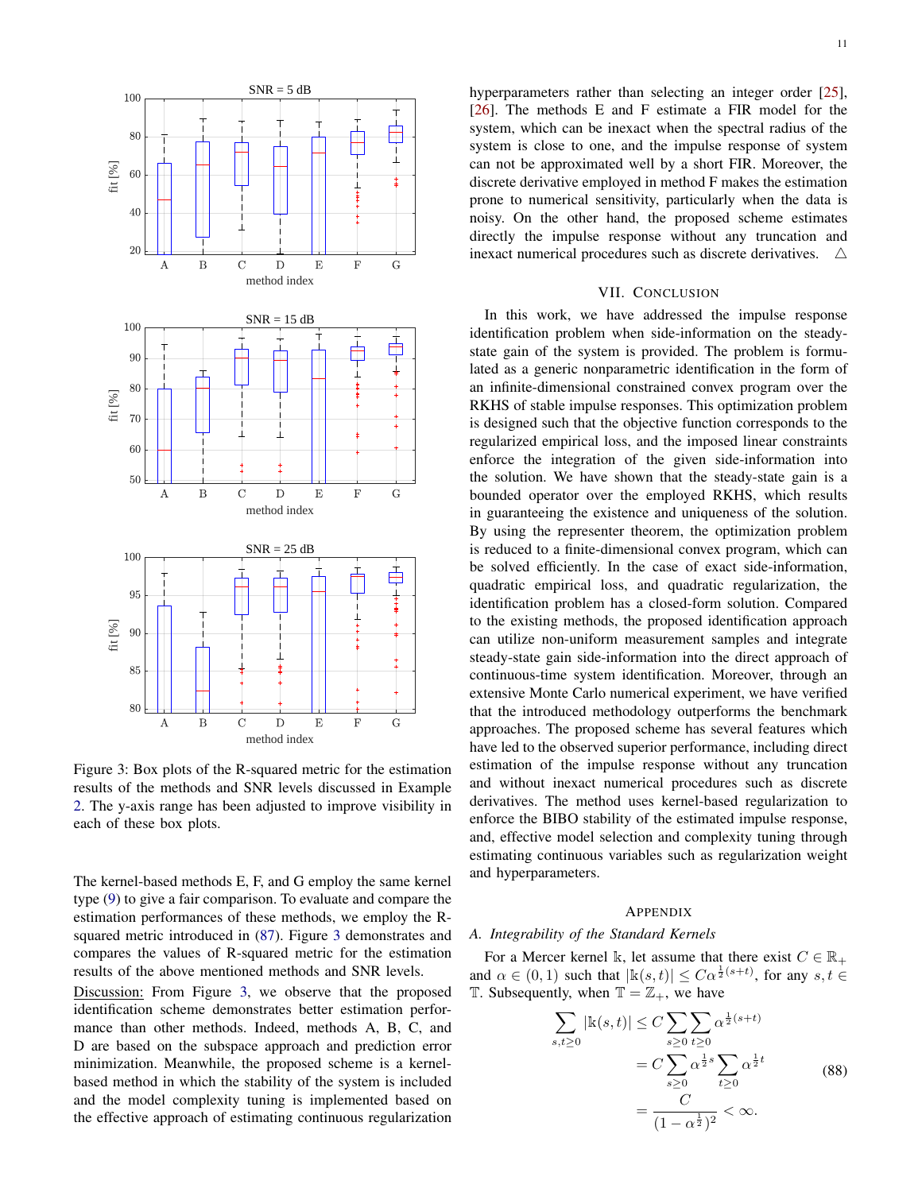Figure 3: Box plots of the R-squared metric for the estimation results of the methods and SNR levels discussed in Example 2. The y-axis range has been adjusted to improve visibility in each of these box plots.

The kernel-based methods E, F, and G employ the same kernel type (9) to give a fair comparison. To evaluate and compare the estimation performances of these methods, we employ the R-squared metric introduced in (87). Figure 3 demonstrates and compares the values of R-squared metric for the estimation results of the above mentioned methods and SNR levels.

Discussion: From Figure 3, we observe that the proposed identification scheme demonstrates better estimation performance than other methods. Indeed, methods A, B, C, and D are based on the subspace approach and prediction error minimization. Meanwhile, the proposed scheme is a kernel-based method in which the stability of the system is included and the model complexity tuning is implemented based on the effective approach of estimating continuous regularization hyperparameters rather than selecting an integer order [25], [26]. The methods E and F estimate a FIR model for the system, which can be inexact when the spectral radius of the system is close to one, and the impulse response of system can not be approximated well by a short FIR. Moreover, the discrete derivative employed in method F makes the estimation prone to numerical sensitivity, particularly when the data is noisy. On the other hand, the proposed scheme estimates directly the impulse response without any truncation and inexact numerical procedures such as discrete derivatives. $\triangle$

## VII. Conclusion

In this work, we have addressed the impulse response identification problem when side-information on the steady-state gain of the system is provided. The problem is formulated as a generic nonparametric identification in the form of an infinite-dimensional constrained convex program over the RKHS of stable impulse responses. This optimization problem is designed such that the objective function corresponds to the regularized empirical loss, and the imposed linear constraints enforce the integration of the given side-information into the solution. We have shown that the steady-state gain is a bounded operator over the employed RKHS, which results in guaranteeing the existence and uniqueness of the solution. By using the representer theorem, the optimization problem is reduced to a finite-dimensional convex program, which can be solved efficiently. In the case of exact side-information, quadratic empirical loss, and quadratic regularization, the identification problem has a closed-form solution. Compared to the existing methods, the proposed identification approach can utilize non-uniform measurement samples and integrate steady-state gain side-information into the direct approach of continuous-time system identification. Moreover, through an extensive Monte Carlo numerical experiment, we have verified that the introduced methodology outperforms the benchmark approaches. The proposed scheme has several features which have led to the observed superior performance, including direct estimation of the impulse response without any truncation and without inexact numerical procedures such as discrete derivatives. The method uses kernel-based regularization to enforce the BIBO stability of the estimated impulse response, and, effective model selection and complexity tuning through estimating continuous variables such as regularization weight and hyperparameters.

## Appendix

### A. Integrability of the Standard Kernels

For a Mercer kernel $\mathbb{k}$, let assume that there exist $C \in \mathbb{R}_+$ and $\alpha \in (0,1)$ such that $|\mathbb{k}(s,t)| \leq C\alpha^{\frac{1}{2}(s+t)}$, for any $s,t \in \mathbb{T}$. Subsequently, when $\mathbb{T} = \mathbb{Z}_+$, we have

$$
\begin{aligned}
\sum_{s,t\geq 0} |\mathbb{k}(s,t)| &\leq C \sum_{s\geq 0}\sum_{t\geq 0} \alpha^{\frac{1}{2}(s+t)} \\
&= C \sum_{s\geq 0} \alpha^{\frac{1}{2}s} \sum_{t\geq 0} \alpha^{\frac{1}{2}t} \\
&= \frac{C}{(1-\alpha^{\frac{1}{2}})^2} < \infty.
\end{aligned}
\tag{88}
$$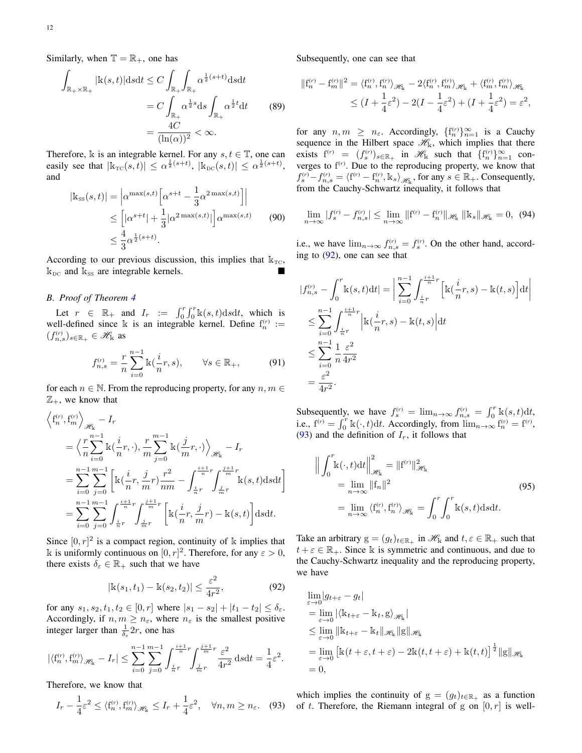Similarly, when $\mathbb{T} = \mathbb{R}_+$, one has

$$
\begin{aligned}
\int_{\mathbb{R}_+\times\mathbb{R}_+} |\mathbb{k}(s,t)| \mathrm{d}s\mathrm{d}t &\leq C \int_{\mathbb{R}_+}\int_{\mathbb{R}_+} \alpha^{\frac{1}{2}(s+t)} \mathrm{d}s\mathrm{d}t \\
&= C \int_{\mathbb{R}_+} \alpha^{\frac{1}{2}s} \mathrm{d}s \int_{\mathbb{R}_+} \alpha^{\frac{1}{2}t} \mathrm{d}t \\
&= \frac{4C}{(\ln(\alpha))^2} < \infty.
\end{aligned} \tag{89}
$$

Therefore, $\mathbb{k}$ is an integrable kernel. For any $s,t \in \mathbb{T}$, one can easily see that $|\mathbb{k}_{\text{TC}}(s,t)| \leq \alpha^{\frac{1}{2}(s+t)}$, $|\mathbb{k}_{\text{DC}}(s,t)| \leq \alpha^{\frac{1}{2}(s+t)}$, and

$$
\begin{aligned}
|\mathbb{k}_{\text{SS}}(s,t)| &= \left|\alpha^{\max(s,t)}\left[\alpha^{s+t} - \frac{1}{3}\alpha^{2\max(s,t)}\right]\right| \\
&\leq \left[|\alpha^{s+t}| + \frac{1}{3}|\alpha^{2\max(s,t)}|\right]\alpha^{\max(s,t)} \\
&\leq \frac{4}{3}\alpha^{\frac{1}{2}(s+t)}.
\end{aligned} \tag{90}
$$

According to our previous discussion, this implies that $\mathbb{k}_{\text{TC}}$, $\mathbb{k}_{\text{DC}}$ and $\mathbb{k}_{\text{SS}}$ are integrable kernels. ■

### B. Proof of Theorem 4

Let $r \in \mathbb{R}_+$ and $I_r := \int_0^r\int_0^r \mathbb{k}(s,t)\mathrm{d}s\mathrm{d}t$, which is well-defined since $\mathbb{k}$ is an integrable kernel. Define $\mathrm{f}_n^{(r)} := (f_{n,s}^{(r)})_{s\in\mathbb{R}_+} \in \mathscr{H}_{\mathbb{k}}$ as

$$
f_{n,s}^{(r)} = \frac{r}{n}\sum_{i=0}^{n-1} \mathbb{k}(\frac{i}{n}r, s), \qquad \forall s \in \mathbb{R}_+, \tag{91}
$$

for each $n \in \mathbb{N}$. From the reproducing property, for any $n,m \in \mathbb{Z}_+$, we know that

$$
\begin{aligned}
&\left\langle \mathrm{f}_n^{(r)}, \mathrm{f}_m^{(r)} \right\rangle_{\mathscr{H}_{\mathbb{k}}} - I_r \\
&= \left\langle \frac{r}{n}\sum_{i=0}^{n-1} \mathbb{k}(\frac{i}{n}r, \cdot), \frac{r}{m}\sum_{j=0}^{m-1} \mathbb{k}(\frac{j}{m}r, \cdot) \right\rangle_{\mathscr{H}_{\mathbb{k}}} - I_r \\
&= \sum_{i=0}^{n-1}\sum_{j=0}^{m-1} \left[ \mathbb{k}(\frac{i}{n}r, \frac{j}{m}r)\frac{r^2}{nm} - \int_{\frac{i}{n}r}^{\frac{i+1}{n}r}\int_{\frac{j}{m}r}^{\frac{j+1}{m}r} \mathbb{k}(s,t)\mathrm{d}s\mathrm{d}t \right] \\
&= \sum_{i=0}^{n-1}\sum_{j=0}^{m-1} \int_{\frac{i}{n}r}^{\frac{i+1}{n}r}\int_{\frac{j}{m}r}^{\frac{j+1}{m}r} \left[ \mathbb{k}(\frac{i}{n}r, \frac{j}{m}r) - \mathbb{k}(s,t) \right] \mathrm{d}s\mathrm{d}t.
\end{aligned}
$$

Since $[0,r]^2$ is a compact region, continuity of $\mathbb{k}$ implies that $\mathbb{k}$ is uniformly continuous on $[0,r]^2$. Therefore, for any $\varepsilon > 0$, there exists $\delta_\varepsilon \in \mathbb{R}_+$ such that we have

$$
|\mathbb{k}(s_1,t_1) - \mathbb{k}(s_2,t_2)| \leq \frac{\varepsilon^2}{4r^2}, \tag{92}
$$

for any $s_1,s_2,t_1,t_2 \in [0,r]$ where $|s_1 - s_2| + |t_1 - t_2| \leq \delta_\varepsilon$. Accordingly, if $n,m \geq n_\varepsilon$, where $n_\varepsilon$ is the smallest positive integer larger than $\frac{1}{\delta_\varepsilon}2r$, one has

$$
|\langle \mathrm{f}_n^{(r)}, \mathrm{f}_m^{(r)} \rangle_{\mathscr{H}_{\mathbb{k}}} - I_r| \leq \sum_{i=0}^{n-1}\sum_{j=0}^{m-1} \int_{\frac{i}{n}r}^{\frac{i+1}{n}r}\int_{\frac{j}{m}r}^{\frac{j+1}{m}r} \frac{\varepsilon^2}{4r^2}\mathrm{d}s\mathrm{d}t = \frac{1}{4}\varepsilon^2.
$$

Therefore, we know that

$$
I_r - \frac{1}{4}\varepsilon^2 \leq \langle \mathrm{f}_n^{(r)}, \mathrm{f}_m^{(r)} \rangle_{\mathscr{H}_{\mathbb{k}}} \leq I_r + \frac{1}{4}\varepsilon^2, \quad \forall n,m \geq n_\varepsilon. \tag{93}
$$

Subsequently, one can see that

$$
\begin{aligned}
\|\mathrm{f}_n^{(r)} - \mathrm{f}_m^{(r)}\|^2 &= \langle \mathrm{f}_n^{(r)}, \mathrm{f}_n^{(r)} \rangle_{\mathscr{H}_{\mathbb{k}}} - 2\langle \mathrm{f}_n^{(r)}, \mathrm{f}_m^{(r)} \rangle_{\mathscr{H}_{\mathbb{k}}} + \langle \mathrm{f}_m^{(r)}, \mathrm{f}_m^{(r)} \rangle_{\mathscr{H}_{\mathbb{k}}} \\
&\leq (I + \frac{1}{4}\varepsilon^2) - 2(I - \frac{1}{4}\varepsilon^2) + (I + \frac{1}{4}\varepsilon^2) = \varepsilon^2,
\end{aligned}
$$

for any $n,m \geq n_\varepsilon$. Accordingly, $\{\mathrm{f}_n^{(r)}\}_{n=1}^\infty$ is a Cauchy sequence in the Hilbert space $\mathscr{H}_{\mathbb{k}}$, which implies that there exists $\mathrm{f}^{(r)} = (f_s^{(r)})_{s\in\mathbb{R}_+}$ in $\mathscr{H}_{\mathbb{k}}$ such that $\{\mathrm{f}_n^{(r)}\}_{n=1}^\infty$ converges to $\mathrm{f}^{(r)}$. Due to the reproducing property, we know that $f_s^{(r)} - f_{n,s}^{(r)} = \langle \mathrm{f}^{(r)} - \mathrm{f}_n^{(r)}, \mathbb{k}_s \rangle_{\mathscr{H}_{\mathbb{k}}}$, for any $s \in \mathbb{R}_+$. Consequently, from the Cauchy-Schwartz inequality, it follows that

$$
\lim_{n\to\infty} |f_s^{(r)} - f_{n,s}^{(r)}| \leq \lim_{n\to\infty} \|\mathrm{f}^{(r)} - \mathrm{f}_n^{(r)}\|_{\mathscr{H}_{\mathbb{k}}} \|\mathbb{k}_s\|_{\mathscr{H}_{\mathbb{k}}} = 0, \tag{94}
$$

i.e., we have $\lim_{n\to\infty} f_{n,s}^{(r)} = f_s^{(r)}$. On the other hand, according to (92), one can see that

$$
\begin{aligned}
|f_{n,s}^{(r)} - \int_0^r \mathbb{k}(s,t)\mathrm{d}t| &= \left| \sum_{i=0}^{n-1} \int_{\frac{i}{n}r}^{\frac{i+1}{n}r} \left[ \mathbb{k}(\frac{i}{n}r, s) - \mathbb{k}(t,s) \right] \mathrm{d}t \right| \\
&\leq \sum_{i=0}^{n-1} \int_{\frac{i}{n}r}^{\frac{i+1}{n}r} \left| \mathbb{k}(\frac{i}{n}r, s) - \mathbb{k}(t,s) \right| \mathrm{d}t \\
&\leq \sum_{i=0}^{n-1} \frac{1}{n}\frac{\varepsilon^2}{4r^2} \\
&= \frac{\varepsilon^2}{4r^2}.
\end{aligned}
$$

Subsequently, we have $f_s^{(r)} = \lim_{n\to\infty} f_{n,s}^{(r)} = \int_0^r \mathbb{k}(s,t)\mathrm{d}t$, i.e., $\mathrm{f}^{(r)} = \int_0^r \mathbb{k}(\cdot,t)\mathrm{d}t$. Accordingly, from $\lim_{n\to\infty} \mathrm{f}_n^{(r)} = \mathrm{f}^{(r)}$, (93) and the definition of $I_r$, it follows that

$$
\begin{aligned}
\left\| \int_0^r \mathbb{k}(\cdot,t)\mathrm{d}t \right\|_{\mathscr{H}_{\mathbb{k}}}^2 &= \|\mathrm{f}^{(r)}\|_{\mathscr{H}_{\mathbb{k}}}^2 \\
&= \lim_{n\to\infty} \|\mathrm{f}_n\|^2 \\
&= \lim_{n\to\infty} \langle \mathrm{f}_n^{(r)}, \mathrm{f}_n^{(r)} \rangle_{\mathscr{H}_{\mathbb{k}}} = \int_0^r\int_0^r \mathbb{k}(s,t)\mathrm{d}s\mathrm{d}t.
\end{aligned} \tag{95}
$$

Take an arbitrary $\mathrm{g} = (g_t)_{t\in\mathbb{R}_+}$ in $\mathscr{H}_{\mathbb{k}}$ and $t, \varepsilon \in \mathbb{R}_+$ such that $t + \varepsilon \in \mathbb{R}_+$. Since $\mathbb{k}$ is symmetric and continuous, and due to the Cauchy-Schwartz inequality and the reproducing property, we have

$$
\begin{aligned}
&\lim_{\varepsilon\to 0} |g_{t+\varepsilon} - g_t| \\
&= \lim_{\varepsilon\to 0} |\langle \mathbb{k}_{t+\varepsilon} - \mathbb{k}_t, \mathrm{g} \rangle_{\mathscr{H}_{\mathbb{k}}}| \\
&\leq \lim_{\varepsilon\to 0} \|\mathbb{k}_{t+\varepsilon} - \mathbb{k}_t\|_{\mathscr{H}_{\mathbb{k}}} \|\mathrm{g}\|_{\mathscr{H}_{\mathbb{k}}} \\
&= \lim_{\varepsilon\to 0} \left[ \mathbb{k}(t+\varepsilon, t+\varepsilon) - 2\mathbb{k}(t, t+\varepsilon) + \mathbb{k}(t,t) \right]^{\frac{1}{2}} \|\mathrm{g}\|_{\mathscr{H}_{\mathbb{k}}} \\
&= 0,
\end{aligned}
$$

which implies the continuity of $\mathrm{g} = (g_t)_{t\in\mathbb{R}_+}$ as a function of $t$. Therefore, the Riemann integral of $\mathrm{g}$ on $[0,r]$ is well-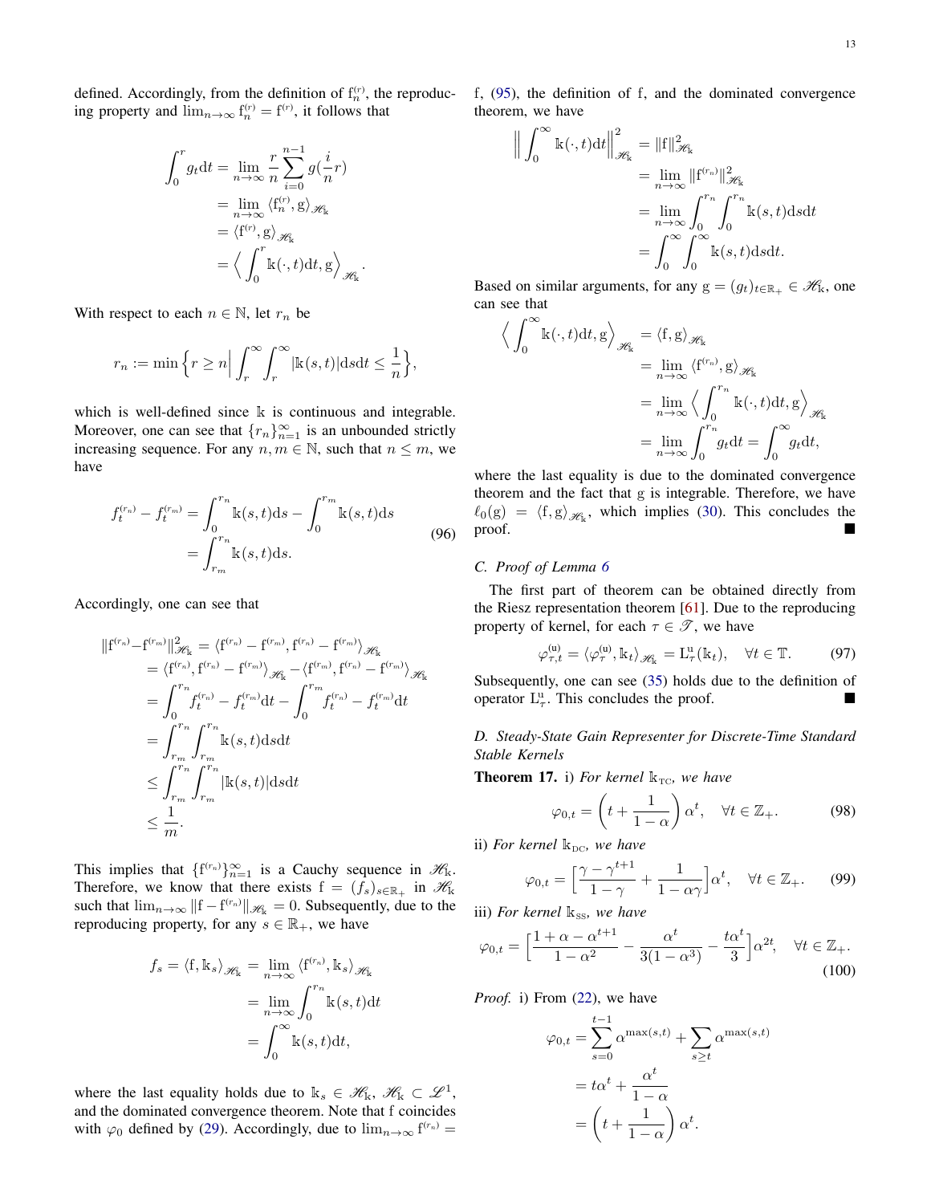defined. Accordingly, from the definition of $\mathrm{f}_n^{(r)}$, the reproducing property and $\lim_{n\to\infty} \mathrm{f}_n^{(r)} = \mathrm{f}^{(r)}$, it follows that

$$
\begin{aligned}
\int_0^r g_t \mathrm{d}t &= \lim_{n\to\infty} \frac{r}{n}\sum_{i=0}^{n-1} g(\frac{i}{n}r) \\
&= \lim_{n\to\infty} \langle \mathrm{f}_n^{(r)}, \mathrm{g}\rangle_{\mathscr{H}_\Bbbk} \\
&= \langle \mathrm{f}^{(r)}, \mathrm{g}\rangle_{\mathscr{H}_\Bbbk} \\
&= \Big\langle \int_0^r \Bbbk(\cdot,t)\mathrm{d}t, \mathrm{g}\Big\rangle_{\mathscr{H}_\Bbbk}.
\end{aligned}
$$

With respect to each $n\in\mathbb{N}$, let $r_n$ be

$$
r_n := \min\Big\{ r\geq n \Big| \int_r^\infty\int_r^\infty |\Bbbk(s,t)|\mathrm{d}s\mathrm{d}t \leq \frac{1}{n}\Big\},
$$

which is well-defined since $\Bbbk$ is continuous and integrable. Moreover, one can see that $\{r_n\}_{n=1}^\infty$ is an unbounded strictly increasing sequence. For any $n,m\in\mathbb{N}$, such that $n\leq m$, we have

$$
\begin{aligned}
f_t^{(r_n)} - f_t^{(r_m)} &= \int_0^{r_n} \Bbbk(s,t)\mathrm{d}s - \int_0^{r_m} \Bbbk(s,t)\mathrm{d}s \\
&= \int_{r_m}^{r_n} \Bbbk(s,t)\mathrm{d}s.
\end{aligned} \tag{96}
$$

Accordingly, one can see that

$$
\begin{aligned}
\|\mathrm{f}^{(r_n)} - \mathrm{f}^{(r_m)}\|_{\mathscr{H}_\Bbbk}^2 &= \langle \mathrm{f}^{(r_n)} - \mathrm{f}^{(r_m)}, \mathrm{f}^{(r_n)} - \mathrm{f}^{(r_m)}\rangle_{\mathscr{H}_\Bbbk} \\
&= \langle \mathrm{f}^{(r_n)}, \mathrm{f}^{(r_n)} - \mathrm{f}^{(r_m)}\rangle_{\mathscr{H}_\Bbbk} - \langle \mathrm{f}^{(r_m)}, \mathrm{f}^{(r_n)} - \mathrm{f}^{(r_m)}\rangle_{\mathscr{H}_\Bbbk} \\
&= \int_0^{r_n} f_t^{(r_n)} - f_t^{(r_m)}\mathrm{d}t - \int_0^{r_m} f_t^{(r_n)} - f_t^{(r_m)}\mathrm{d}t \\
&= \int_{r_m}^{r_n}\int_{r_m}^{r_n} \Bbbk(s,t)\mathrm{d}s\mathrm{d}t \\
&\leq \int_{r_m}^{r_n}\int_{r_m}^{r_n} |\Bbbk(s,t)|\mathrm{d}s\mathrm{d}t \\
&\leq \frac{1}{m}.
\end{aligned}
$$

This implies that $\{\mathrm{f}^{(r_n)}\}_{n=1}^\infty$ is a Cauchy sequence in $\mathscr{H}_\Bbbk$. Therefore, we know that there exists $\mathrm{f} = (f_s)_{s\in\mathbb{R}_+}$ in $\mathscr{H}_\Bbbk$ such that $\lim_{n\to\infty}\|\mathrm{f} - \mathrm{f}^{(r_n)}\|_{\mathscr{H}_\Bbbk} = 0$. Subsequently, due to the reproducing property, for any $s\in\mathbb{R}_+$, we have

$$
\begin{aligned}
f_s = \langle \mathrm{f}, \Bbbk_s\rangle_{\mathscr{H}_\Bbbk} &= \lim_{n\to\infty} \langle \mathrm{f}^{(r_n)}, \Bbbk_s\rangle_{\mathscr{H}_\Bbbk} \\
&= \lim_{n\to\infty} \int_0^{r_n} \Bbbk(s,t)\mathrm{d}t \\
&= \int_0^\infty \Bbbk(s,t)\mathrm{d}t,
\end{aligned}
$$

where the last equality holds due to $\Bbbk_s\in\mathscr{H}_\Bbbk$, $\mathscr{H}_\Bbbk\subset\mathscr{L}^1$, and the dominated convergence theorem. Note that $\mathrm{f}$ coincides with $\varphi_0$ defined by (29). Accordingly, due to $\lim_{n\to\infty}\mathrm{f}^{(r_n)} = \mathrm{f}$, (95), the definition of $\mathrm{f}$, and the dominated convergence theorem, we have

$$
\begin{aligned}
\Big\| \int_0^\infty \Bbbk(\cdot,t)\mathrm{d}t\Big\|_{\mathscr{H}_\Bbbk}^2 &= \|\mathrm{f}\|_{\mathscr{H}_\Bbbk}^2 \\
&= \lim_{n\to\infty} \|\mathrm{f}^{(r_n)}\|_{\mathscr{H}_\Bbbk}^2 \\
&= \lim_{n\to\infty} \int_0^{r_n}\int_0^{r_n} \Bbbk(s,t)\mathrm{d}s\mathrm{d}t \\
&= \int_0^\infty\int_0^\infty \Bbbk(s,t)\mathrm{d}s\mathrm{d}t.
\end{aligned}
$$

Based on similar arguments, for any $\mathrm{g} = (g_t)_{t\in\mathbb{R}_+}\in\mathscr{H}_\Bbbk$, one can see that

$$
\begin{aligned}
\Big\langle \int_0^\infty \Bbbk(\cdot,t)\mathrm{d}t, \mathrm{g}\Big\rangle_{\mathscr{H}_\Bbbk} &= \langle \mathrm{f}, \mathrm{g}\rangle_{\mathscr{H}_\Bbbk} \\
&= \lim_{n\to\infty} \langle \mathrm{f}^{(r_n)}, \mathrm{g}\rangle_{\mathscr{H}_\Bbbk} \\
&= \lim_{n\to\infty} \Big\langle \int_0^{r_n} \Bbbk(\cdot,t)\mathrm{d}t, \mathrm{g}\Big\rangle_{\mathscr{H}_\Bbbk} \\
&= \lim_{n\to\infty} \int_0^{r_n} g_t\mathrm{d}t = \int_0^\infty g_t\mathrm{d}t,
\end{aligned}
$$

where the last equality is due to the dominated convergence theorem and the fact that $\mathrm{g}$ is integrable. Therefore, we have $\ell_0(\mathrm{g}) = \langle \mathrm{f}, \mathrm{g}\rangle_{\mathscr{H}_\Bbbk}$, which implies (30). This concludes the proof. ■

### C. Proof of Lemma 6

The first part of theorem can be obtained directly from the Riesz representation theorem [61]. Due to the reproducing property of kernel, for each $\tau\in\mathscr{T}$, we have

$$
\varphi_{\tau,t}^{(\mathrm{u})} = \langle \varphi_\tau^{(\mathrm{u})}, \Bbbk_t\rangle_{\mathscr{H}_\Bbbk} = \mathrm{L}_\tau^{\mathrm{u}}(\Bbbk_t), \quad \forall t\in\mathbb{T}. \tag{97}
$$

Subsequently, one can see that (35) holds due to the definition of operator $\mathrm{L}_\tau^{\mathrm{u}}$. This concludes the proof. ■

### D. Steady-State Gain Representer for Discrete-Time Standard Stable Kernels

**Theorem 17.** i) *For kernel* $\Bbbk_{\mathrm{TC}}$*, we have*

$$
\varphi_{0,t} = \left(t + \frac{1}{1-\alpha}\right)\alpha^t, \quad \forall t\in\mathbb{Z}_+. \tag{98}
$$

ii) *For kernel* $\Bbbk_{\mathrm{DC}}$*, we have*

$$
\varphi_{0,t} = \Big[\frac{\gamma - \gamma^{t+1}}{1-\gamma} + \frac{1}{1-\alpha\gamma}\Big]\alpha^t, \quad \forall t\in\mathbb{Z}_+. \tag{99}
$$

iii) *For kernel* $\Bbbk_{\mathrm{SS}}$*, we have*

$$
\varphi_{0,t} = \Big[\frac{1+\alpha-\alpha^{t+1}}{1-\alpha^2} - \frac{\alpha^t}{3(1-\alpha^3)} - \frac{t\alpha^t}{3}\Big]\alpha^{2t}, \quad \forall t\in\mathbb{Z}_+. \tag{100}
$$

*Proof.* i) From (22), we have

$$
\begin{aligned}
\varphi_{0,t} &= \sum_{s=0}^{t-1} \alpha^{\max(s,t)} + \sum_{s\geq t} \alpha^{\max(s,t)} \\
&= t\alpha^t + \frac{\alpha^t}{1-\alpha} \\
&= \left(t + \frac{1}{1-\alpha}\right)\alpha^t.
\end{aligned}
$$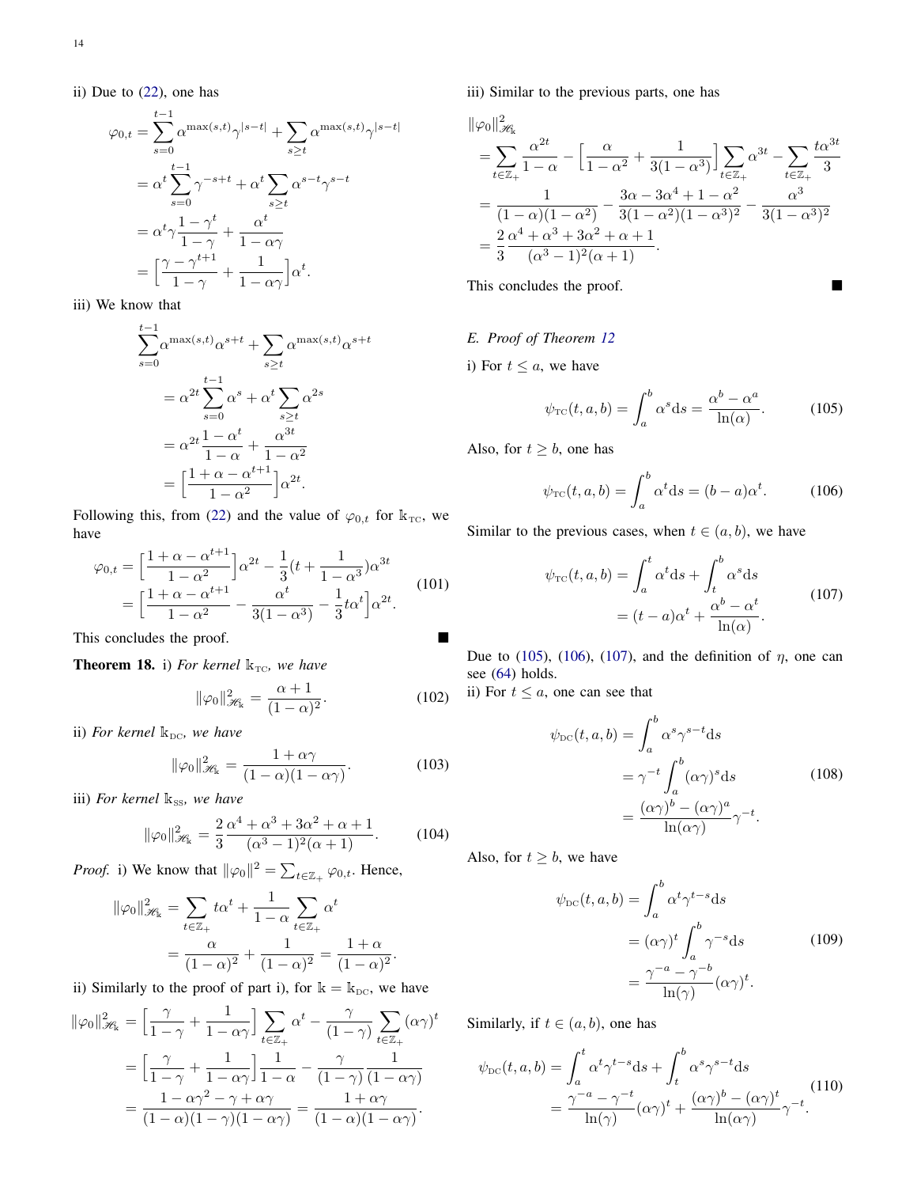ii) Due to (22), one has

$$
\begin{aligned}
\varphi_{0,t} &= \sum_{s=0}^{t-1} \alpha^{\max(s,t)} \gamma^{|s-t|} + \sum_{s\geq t} \alpha^{\max(s,t)} \gamma^{|s-t|} \\
&= \alpha^t \sum_{s=0}^{t-1} \gamma^{-s+t} + \alpha^t \sum_{s\geq t} \alpha^{s-t} \gamma^{s-t} \\
&= \alpha^t \gamma \frac{1-\gamma^t}{1-\gamma} + \frac{\alpha^t}{1-\alpha\gamma} \\
&= \Big[\frac{\gamma-\gamma^{t+1}}{1-\gamma} + \frac{1}{1-\alpha\gamma}\Big]\alpha^t.
\end{aligned}
$$

iii) We know that

$$
\begin{aligned}
\sum_{s=0}^{t-1} & \alpha^{\max(s,t)} \alpha^{s+t} + \sum_{s\geq t} \alpha^{\max(s,t)} \alpha^{s+t} \\
&= \alpha^{2t} \sum_{s=0}^{t-1} \alpha^s + \alpha^t \sum_{s\geq t} \alpha^{2s} \\
&= \alpha^{2t} \frac{1-\alpha^t}{1-\alpha} + \frac{\alpha^{3t}}{1-\alpha^2} \\
&= \Big[\frac{1+\alpha-\alpha^{t+1}}{1-\alpha^2}\Big]\alpha^{2t}.
\end{aligned}
$$

Following this, from (22) and the value of $\varphi_{0,t}$ for $\mathbb{k}_{\text{TC}}$, we have

$$
\begin{aligned}
\varphi_{0,t} &= \Big[\frac{1+\alpha-\alpha^{t+1}}{1-\alpha^2}\Big]\alpha^{2t} - \frac{1}{3}(t + \frac{1}{1-\alpha^3})\alpha^{3t} \\
&= \Big[\frac{1+\alpha-\alpha^{t+1}}{1-\alpha^2} - \frac{\alpha^t}{3(1-\alpha^3)} - \frac{1}{3}t\alpha^t\Big]\alpha^{2t}.
\end{aligned}
\tag{101}
$$

This concludes the proof. ∎

**Theorem 18.** i) *For kernel* $\mathbb{k}_{\text{TC}}$*, we have*

$$
\|\varphi_0\|^2_{\mathscr{H}_\mathbb{k}} = \frac{\alpha+1}{(1-\alpha)^2}. \tag{102}
$$

ii) *For kernel* $\mathbb{k}_{\text{DC}}$*, we have*

$$
\|\varphi_0\|^2_{\mathscr{H}_\mathbb{k}} = \frac{1+\alpha\gamma}{(1-\alpha)(1-\alpha\gamma)}. \tag{103}
$$

iii) *For kernel* $\mathbb{k}_{\text{SS}}$*, we have*

$$
\|\varphi_0\|^2_{\mathscr{H}_\mathbb{k}} = \frac{2}{3}\frac{\alpha^4+\alpha^3+3\alpha^2+\alpha+1}{(\alpha^3-1)^2(\alpha+1)}. \tag{104}
$$

*Proof.* i) We know that $\|\varphi_0\|^2 = \sum_{t\in\mathbb{Z}_+}\varphi_{0,t}$. Hence,

$$
\begin{aligned}
\|\varphi_0\|^2_{\mathscr{H}_\mathbb{k}} &= \sum_{t\in\mathbb{Z}_+} t\alpha^t + \frac{1}{1-\alpha}\sum_{t\in\mathbb{Z}_+}\alpha^t \\
&= \frac{\alpha}{(1-\alpha)^2} + \frac{1}{(1-\alpha)^2} = \frac{1+\alpha}{(1-\alpha)^2}.
\end{aligned}
$$

ii) Similarly to the proof of part i), for $\mathbb{k} = \mathbb{k}_{\text{DC}}$, we have

$$
\begin{aligned}
\|\varphi_0\|^2_{\mathscr{H}_\mathbb{k}} &= \Big[\frac{\gamma}{1-\gamma} + \frac{1}{1-\alpha\gamma}\Big]\sum_{t\in\mathbb{Z}_+}\alpha^t - \frac{\gamma}{(1-\gamma)}\sum_{t\in\mathbb{Z}_+}(\alpha\gamma)^t \\
&= \Big[\frac{\gamma}{1-\gamma} + \frac{1}{1-\alpha\gamma}\Big]\frac{1}{1-\alpha} - \frac{\gamma}{(1-\gamma)}\frac{1}{(1-\alpha\gamma)} \\
&= \frac{1-\alpha\gamma^2-\gamma+\alpha\gamma}{(1-\alpha)(1-\gamma)(1-\alpha\gamma)} = \frac{1+\alpha\gamma}{(1-\alpha)(1-\alpha\gamma)}.
\end{aligned}
$$

iii) Similar to the previous parts, one has

$$
\begin{aligned}
\|\varphi_0\|^2_{\mathscr{H}_\mathbb{k}} & \\
&= \sum_{t\in\mathbb{Z}_+}\frac{\alpha^{2t}}{1-\alpha} - \Big[\frac{\alpha}{1-\alpha^2} + \frac{1}{3(1-\alpha^3)}\Big]\sum_{t\in\mathbb{Z}_+}\alpha^{3t} - \sum_{t\in\mathbb{Z}_+}\frac{t\alpha^{3t}}{3} \\
&= \frac{1}{(1-\alpha)(1-\alpha^2)} - \frac{3\alpha-3\alpha^4+1-\alpha^2}{3(1-\alpha^2)(1-\alpha^3)^2} - \frac{\alpha^3}{3(1-\alpha^3)^2} \\
&= \frac{2}{3}\frac{\alpha^4+\alpha^3+3\alpha^2+\alpha+1}{(\alpha^3-1)^2(\alpha+1)}.
\end{aligned}
$$

This concludes the proof. ∎

### E. Proof of Theorem 12

i) For $t \leq a$, we have

$$
\psi_{\text{TC}}(t,a,b) = \int_a^b \alpha^s \mathrm{d}s = \frac{\alpha^b-\alpha^a}{\ln(\alpha)}. \tag{105}
$$

Also, for $t \geq b$, one has

$$
\psi_{\text{TC}}(t,a,b) = \int_a^b \alpha^t \mathrm{d}s = (b-a)\alpha^t. \tag{106}
$$

Similar to the previous cases, when $t \in (a,b)$, we have

$$
\begin{aligned}
\psi_{\text{TC}}(t,a,b) &= \int_a^t \alpha^t \mathrm{d}s + \int_t^b \alpha^s \mathrm{d}s \\
&= (t-a)\alpha^t + \frac{\alpha^b-\alpha^t}{\ln(\alpha)}.
\end{aligned}
\tag{107}
$$

Due to (105), (106), (107), and the definition of $\eta$, one can see (64) holds.

ii) For $t \leq a$, one can see that

$$
\begin{aligned}
\psi_{\text{DC}}(t,a,b) &= \int_a^b \alpha^s\gamma^{s-t}\mathrm{d}s \\
&= \gamma^{-t}\int_a^b (\alpha\gamma)^s \mathrm{d}s \\
&= \frac{(\alpha\gamma)^b-(\alpha\gamma)^a}{\ln(\alpha\gamma)}\gamma^{-t}.
\end{aligned}
\tag{108}
$$

Also, for $t \geq b$, we have

$$
\begin{aligned}
\psi_{\text{DC}}(t,a,b) &= \int_a^b \alpha^t\gamma^{t-s}\mathrm{d}s \\
&= (\alpha\gamma)^t\int_a^b \gamma^{-s}\mathrm{d}s \\
&= \frac{\gamma^{-a}-\gamma^{-b}}{\ln(\gamma)}(\alpha\gamma)^t.
\end{aligned}
\tag{109}
$$

Similarly, if $t \in (a,b)$, one has

$$
\begin{aligned}
\psi_{\text{DC}}(t,a,b) &= \int_a^t \alpha^t\gamma^{t-s}\mathrm{d}s + \int_t^b \alpha^s\gamma^{s-t}\mathrm{d}s \\
&= \frac{\gamma^{-a}-\gamma^{-t}}{\ln(\gamma)}(\alpha\gamma)^t + \frac{(\alpha\gamma)^b-(\alpha\gamma)^t}{\ln(\alpha\gamma)}\gamma^{-t}.
\end{aligned}
\tag{110}
$$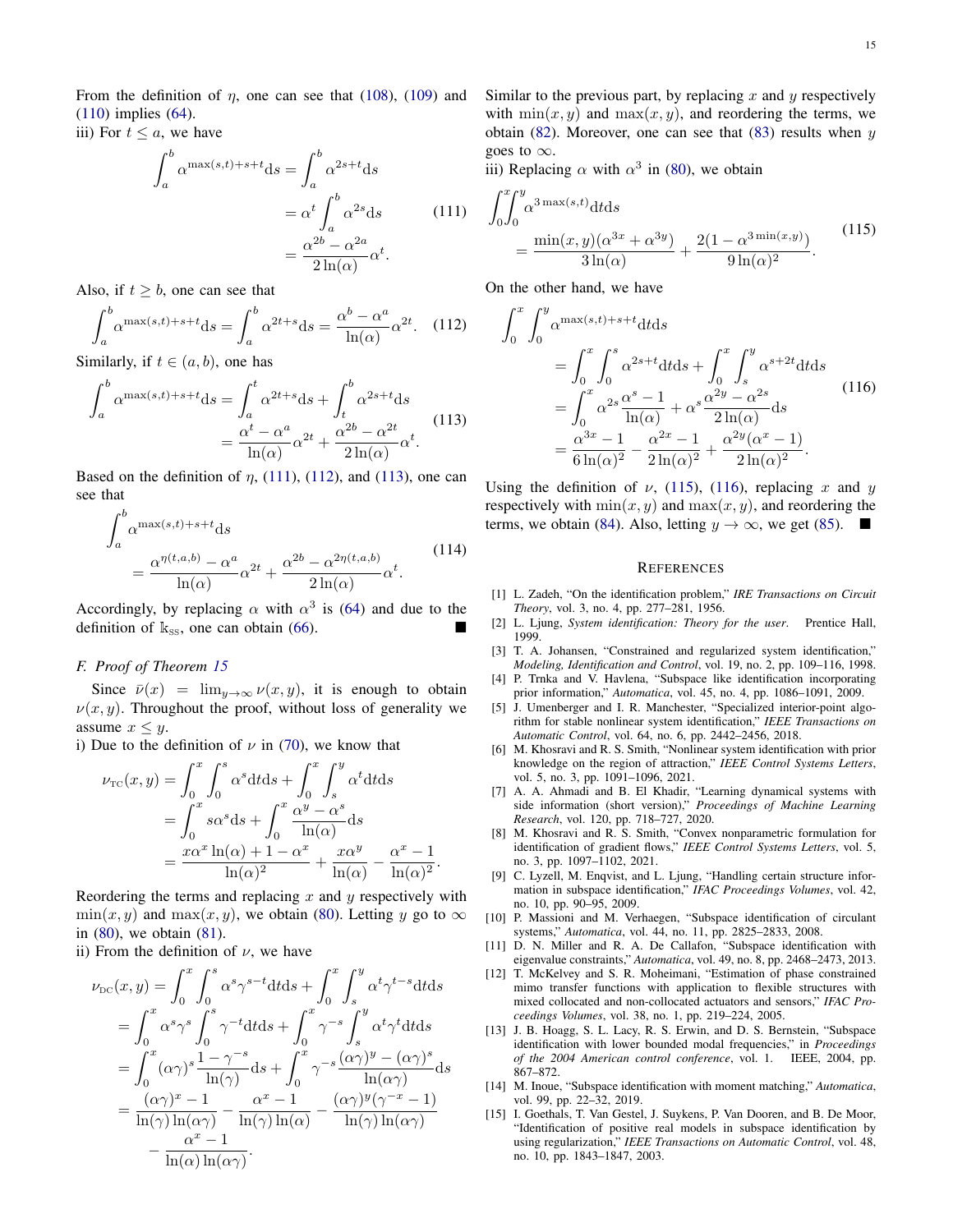From the definition of $\eta$, one can see that (108), (109) and (110) implies (64).

iii) For $t \leq a$, we have

$$
\begin{aligned}
\int_a^b \alpha^{\max(s,t)+s+t}\mathrm{d}s &= \int_a^b \alpha^{2s+t}\mathrm{d}s \\
&= \alpha^t \int_a^b \alpha^{2s}\mathrm{d}s \\
&= \frac{\alpha^{2b}-\alpha^{2a}}{2\ln(\alpha)}\alpha^t.
\end{aligned}
\tag{111}
$$

Also, if $t \geq b$, one can see that

$$
\int_a^b \alpha^{\max(s,t)+s+t}\mathrm{d}s = \int_a^b \alpha^{2t+s}\mathrm{d}s = \frac{\alpha^b-\alpha^a}{\ln(\alpha)}\alpha^{2t}. \tag{112}
$$

Similarly, if $t \in (a,b)$, one has

$$
\begin{aligned}
\int_a^b \alpha^{\max(s,t)+s+t}\mathrm{d}s &= \int_a^t \alpha^{2t+s}\mathrm{d}s + \int_t^b \alpha^{2s+t}\mathrm{d}s \\
&= \frac{\alpha^t-\alpha^a}{\ln(\alpha)}\alpha^{2t} + \frac{\alpha^{2b}-\alpha^{2t}}{2\ln(\alpha)}\alpha^t.
\end{aligned}
\tag{113}
$$

Based on the definition of $\eta$, (111), (112), and (113), one can see that

$$
\begin{aligned}
&\int_a^b \alpha^{\max(s,t)+s+t}\mathrm{d}s \\
&\quad = \frac{\alpha^{\eta(t,a,b)}-\alpha^a}{\ln(\alpha)}\alpha^{2t} + \frac{\alpha^{2b}-\alpha^{2\eta(t,a,b)}}{2\ln(\alpha)}\alpha^t.
\end{aligned}
\tag{114}
$$

Accordingly, by replacing $\alpha$ with $\alpha^3$ is (64) and due to the definition of $\mathbb{k}_{\text{SS}}$, one can obtain (66). ■

### F. Proof of Theorem 15

Since $\bar{\nu}(x) = \lim_{y\to\infty}\nu(x,y)$, it is enough to obtain $\nu(x,y)$. Throughout the proof, without loss of generality we assume $x \leq y$.

i) Due to the definition of $\nu$ in (70), we know that

$$
\begin{aligned}
\nu_{\text{TC}}(x,y) &= \int_0^x\int_0^s \alpha^s\mathrm{d}t\mathrm{d}s + \int_0^x\int_s^y \alpha^t\mathrm{d}t\mathrm{d}s \\
&= \int_0^x s\alpha^s\mathrm{d}s + \int_0^x \frac{\alpha^y-\alpha^s}{\ln(\alpha)}\mathrm{d}s \\
&= \frac{x\alpha^x\ln(\alpha)+1-\alpha^x}{\ln(\alpha)^2} + \frac{x\alpha^y}{\ln(\alpha)} - \frac{\alpha^x-1}{\ln(\alpha)^2}.
\end{aligned}
$$

Reordering the terms and replacing $x$ and $y$ respectively with $\min(x,y)$ and $\max(x,y)$, we obtain (80). Letting $y$ go to $\infty$ in (80), we obtain (81).

ii) From the definition of $\nu$, we have

$$
\begin{aligned}
\nu_{\text{DC}}(x,y) &= \int_0^x\int_0^s \alpha^s\gamma^{s-t}\mathrm{d}t\mathrm{d}s + \int_0^x\int_s^y \alpha^t\gamma^{t-s}\mathrm{d}t\mathrm{d}s \\
&= \int_0^x \alpha^s\gamma^s\int_0^s \gamma^{-t}\mathrm{d}t\mathrm{d}s + \int_0^x \gamma^{-s}\int_s^y \alpha^t\gamma^t\mathrm{d}t\mathrm{d}s \\
&= \int_0^x (\alpha\gamma)^s\frac{1-\gamma^{-s}}{\ln(\gamma)}\mathrm{d}s + \int_0^x \gamma^{-s}\frac{(\alpha\gamma)^y-(\alpha\gamma)^s}{\ln(\alpha\gamma)}\mathrm{d}s \\
&= \frac{(\alpha\gamma)^x-1}{\ln(\gamma)\ln(\alpha\gamma)} - \frac{\alpha^x-1}{\ln(\gamma)\ln(\alpha)} - \frac{(\alpha\gamma)^y(\gamma^{-x}-1)}{\ln(\gamma)\ln(\alpha\gamma)} \\
&\quad - \frac{\alpha^x-1}{\ln(\alpha)\ln(\alpha\gamma)}.
\end{aligned}
$$

Similar to the previous part, by replacing $x$ and $y$ respectively with $\min(x,y)$ and $\max(x,y)$, and reordering the terms, we obtain (82). Moreover, one can see that (83) results when $y$ goes to $\infty$.

iii) Replacing $\alpha$ with $\alpha^3$ in (80), we obtain

$$
\begin{aligned}
&\int_0^x\int_0^y \alpha^{3\max(s,t)}\mathrm{d}t\mathrm{d}s \\
&\quad = \frac{\min(x,y)(\alpha^{3x}+\alpha^{3y})}{3\ln(\alpha)} + \frac{2(1-\alpha^{3\min(x,y)})}{9\ln(\alpha)^2}.
\end{aligned}
\tag{115}
$$

On the other hand, we have

$$
\begin{aligned}
&\int_0^x\int_0^y \alpha^{\max(s,t)+s+t}\mathrm{d}t\mathrm{d}s \\
&\quad = \int_0^x\int_0^s \alpha^{2s+t}\mathrm{d}t\mathrm{d}s + \int_0^x\int_s^y \alpha^{s+2t}\mathrm{d}t\mathrm{d}s \\
&\quad = \int_0^x \alpha^{2s}\frac{\alpha^s-1}{\ln(\alpha)} + \alpha^s\frac{\alpha^{2y}-\alpha^{2s}}{2\ln(\alpha)}\mathrm{d}s \\
&\quad = \frac{\alpha^{3x}-1}{6\ln(\alpha)^2} - \frac{\alpha^{2x}-1}{2\ln(\alpha)^2} + \frac{\alpha^{2y}(\alpha^x-1)}{2\ln(\alpha)^2}.
\end{aligned}
\tag{116}
$$

Using the definition of $\nu$, (115), (116), replacing $x$ and $y$ respectively with $\min(x,y)$ and $\max(x,y)$, and reordering the terms, we obtain (84). Also, letting $y\to\infty$, we get (85). ■

## REFERENCES

[1] L. Zadeh, "On the identification problem," *IRE Transactions on Circuit Theory*, vol. 3, no. 4, pp. 277–281, 1956.

[2] L. Ljung, *System identification: Theory for the user*. Prentice Hall, 1999.

[3] T. A. Johansen, "Constrained and regularized system identification," *Modeling, Identification and Control*, vol. 19, no. 2, pp. 109–116, 1998.

[4] P. Trnka and V. Havlena, "Subspace like identification incorporating prior information," *Automatica*, vol. 45, no. 4, pp. 1086–1091, 2009.

[5] J. Umenberger and I. R. Manchester, "Specialized interior-point algorithm for stable nonlinear system identification," *IEEE Transactions on Automatic Control*, vol. 64, no. 6, pp. 2442–2456, 2018.

[6] M. Khosravi and R. S. Smith, "Nonlinear system identification with prior knowledge on the region of attraction," *IEEE Control Systems Letters*, vol. 5, no. 3, pp. 1091–1096, 2021.

[7] A. A. Ahmadi and B. El Khadir, "Learning dynamical systems with side information (short version)," *Proceedings of Machine Learning Research*, vol. 120, pp. 718–727, 2020.

[8] M. Khosravi and R. S. Smith, "Convex nonparametric formulation for identification of gradient flows," *IEEE Control Systems Letters*, vol. 5, no. 3, pp. 1097–1102, 2021.

[9] C. Lyzell, M. Enqvist, and L. Ljung, "Handling certain structure information in subspace identification," *IFAC Proceedings Volumes*, vol. 42, no. 10, pp. 90–95, 2009.

[10] P. Massioni and M. Verhaegen, "Subspace identification of circulant systems," *Automatica*, vol. 44, no. 11, pp. 2825–2833, 2008.

[11] D. N. Miller and R. A. De Callafon, "Subspace identification with eigenvalue constraints," *Automatica*, vol. 49, no. 8, pp. 2468–2473, 2013.

[12] T. McKelvey and S. R. Moheimani, "Estimation of phase constrained mimo transfer functions with application to flexible structures with mixed collocated and non-collocated actuators and sensors," *IFAC Proceedings Volumes*, vol. 38, no. 1, pp. 219–224, 2005.

[13] J. B. Hoagg, S. L. Lacy, R. S. Erwin, and D. S. Bernstein, "Subspace identification with lower bounded modal frequencies," in *Proceedings of the 2004 American control conference*, vol. 1. IEEE, 2004, pp. 867–872.

[14] M. Inoue, "Subspace identification with moment matching," *Automatica*, vol. 99, pp. 22–32, 2019.

[15] I. Goethals, T. Van Gestel, J. Suykens, P. Van Dooren, and B. De Moor, "Identification of positive real models in subspace identification by using regularization," *IEEE Transactions on Automatic Control*, vol. 48, no. 10, pp. 1843–1847, 2003.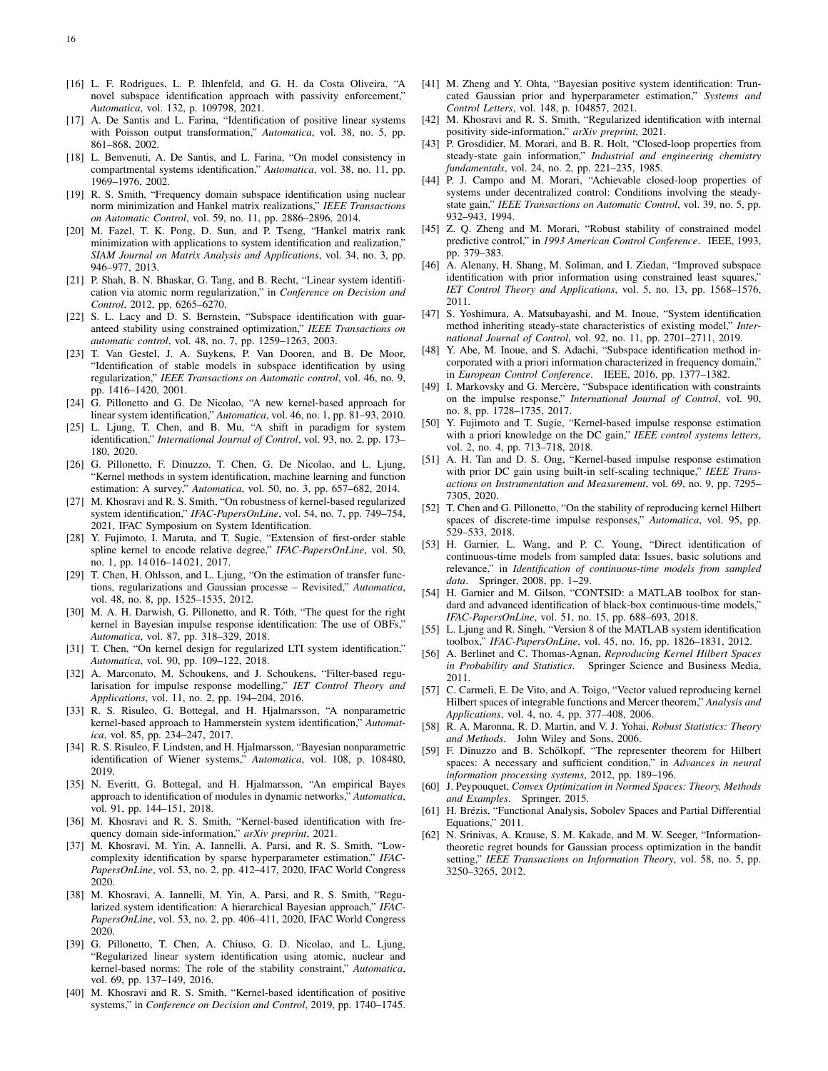[16] L. F. Rodrigues, L. P. Ihlenfeld, and G. H. da Costa Oliveira, "A novel subspace identification approach with passivity enforcement," *Automatica*, vol. 132, p. 109798, 2021.

[17] A. De Santis and L. Farina, "Identification of positive linear systems with Poisson output transformation," *Automatica*, vol. 38, no. 5, pp. 861–868, 2002.

[18] L. Benvenuti, A. De Santis, and L. Farina, "On model consistency in compartmental systems identification," *Automatica*, vol. 38, no. 11, pp. 1969–1976, 2002.

[19] R. S. Smith, "Frequency domain subspace identification using nuclear norm minimization and Hankel matrix realizations," *IEEE Transactions on Automatic Control*, vol. 59, no. 11, pp. 2886–2896, 2014.

[20] M. Fazel, T. K. Pong, D. Sun, and P. Tseng, "Hankel matrix rank minimization with applications to system identification and realization," *SIAM Journal on Matrix Analysis and Applications*, vol. 34, no. 3, pp. 946–977, 2013.

[21] P. Shah, B. N. Bhaskar, G. Tang, and B. Recht, "Linear system identification via atomic norm regularization," in *Conference on Decision and Control*, 2012, pp. 6265–6270.

[22] S. L. Lacy and D. S. Bernstein, "Subspace identification with guaranteed stability using constrained optimization," *IEEE Transactions on automatic control*, vol. 48, no. 7, pp. 1259–1263, 2003.

[23] T. Van Gestel, J. A. Suykens, P. Van Dooren, and B. De Moor, "Identification of stable models in subspace identification by using regularization," *IEEE Transactions on Automatic control*, vol. 46, no. 9, pp. 1416–1420, 2001.

[24] G. Pillonetto and G. De Nicolao, "A new kernel-based approach for linear system identification," *Automatica*, vol. 46, no. 1, pp. 81–93, 2010.

[25] L. Ljung, T. Chen, and B. Mu, "A shift in paradigm for system identification," *International Journal of Control*, vol. 93, no. 2, pp. 173–180, 2020.

[26] G. Pillonetto, F. Dinuzzo, T. Chen, G. De Nicolao, and L. Ljung, "Kernel methods in system identification, machine learning and function estimation: A survey," *Automatica*, vol. 50, no. 3, pp. 657–682, 2014.

[27] M. Khosravi and R. S. Smith, "On robustness of kernel-based regularized system identification," *IFAC-PapersOnLine*, vol. 54, no. 7, pp. 749–754, 2021, IFAC Symposium on System Identification.

[28] Y. Fujimoto, I. Maruta, and T. Sugie, "Extension of first-order stable spline kernel to encode relative degree," *IFAC-PapersOnLine*, vol. 50, no. 1, pp. 14 016–14 021, 2017.

[29] T. Chen, H. Ohlsson, and L. Ljung, "On the estimation of transfer functions, regularizations and Gaussian processe – Revisited," *Automatica*, vol. 48, no. 8, pp. 1525–1535, 2012.

[30] M. A. H. Darwish, G. Pillonetto, and R. Tóth, "The quest for the right kernel in Bayesian impulse response identification: The use of OBFs," *Automatica*, vol. 87, pp. 318–329, 2018.

[31] T. Chen, "On kernel design for regularized LTI system identification," *Automatica*, vol. 90, pp. 109–122, 2018.

[32] A. Marconato, M. Schoukens, and J. Schoukens, "Filter-based regularisation for impulse response modelling," *IET Control Theory and Applications*, vol. 11, no. 2, pp. 194–204, 2016.

[33] R. S. Risuleo, G. Bottegal, and H. Hjalmarsson, "A nonparametric kernel-based approach to Hammerstein system identification," *Automatica*, vol. 85, pp. 234–247, 2017.

[34] R. S. Risuleo, F. Lindsten, and H. Hjalmarsson, "Bayesian nonparametric identification of Wiener systems," *Automatica*, vol. 108, p. 108480, 2019.

[35] N. Everitt, G. Bottegal, and H. Hjalmarsson, "An empirical Bayes approach to identification of modules in dynamic networks," *Automatica*, vol. 91, pp. 144–151, 2018.

[36] M. Khosravi and R. S. Smith, "Kernel-based identification with frequency domain side-information," *arXiv preprint*, 2021.

[37] M. Khosravi, M. Yin, A. Iannelli, A. Parsi, and R. S. Smith, "Low-complexity identification by sparse hyperparameter estimation," *IFAC-PapersOnLine*, vol. 53, no. 2, pp. 412–417, 2020, IFAC World Congress 2020.

[38] M. Khosravi, A. Iannelli, M. Yin, A. Parsi, and R. S. Smith, "Regularized system identification: A hierarchical Bayesian approach," *IFAC-PapersOnLine*, vol. 53, no. 2, pp. 406–411, 2020, IFAC World Congress 2020.

[39] G. Pillonetto, T. Chen, A. Chiuso, G. D. Nicolao, and L. Ljung, "Regularized linear system identification using atomic, nuclear and kernel-based norms: The role of the stability constraint," *Automatica*, vol. 69, pp. 137–149, 2016.

[40] M. Khosravi and R. S. Smith, "Kernel-based identification of positive systems," in *Conference on Decision and Control*, 2019, pp. 1740–1745.

[41] M. Zheng and Y. Ohta, "Bayesian positive system identification: Truncated Gaussian prior and hyperparameter estimation," *Systems and Control Letters*, vol. 148, p. 104857, 2021.

[42] M. Khosravi and R. S. Smith, "Regularized identification with internal positivity side-information," *arXiv preprint*, 2021.

[43] P. Grosdidier, M. Morari, and B. R. Holt, "Closed-loop properties from steady-state gain information," *Industrial and engineering chemistry fundamentals*, vol. 24, no. 2, pp. 221–235, 1985.

[44] P. J. Campo and M. Morari, "Achievable closed-loop properties of systems under decentralized control: Conditions involving the steady-state gain," *IEEE Transactions on Automatic Control*, vol. 39, no. 5, pp. 932–943, 1994.

[45] Z. Q. Zheng and M. Morari, "Robust stability of constrained model predictive control," in *1993 American Control Conference*. IEEE, 1993, pp. 379–383.

[46] A. Alenany, H. Shang, M. Soliman, and I. Ziedan, "Improved subspace identification with prior information using constrained least squares," *IET Control Theory and Applications*, vol. 5, no. 13, pp. 1568–1576, 2011.

[47] S. Yoshimura, A. Matsubayashi, and M. Inoue, "System identification method inheriting steady-state characteristics of existing model," *International Journal of Control*, vol. 92, no. 11, pp. 2701–2711, 2019.

[48] Y. Abe, M. Inoue, and S. Adachi, "Subspace identification method incorporated with a priori information characterized in frequency domain," in *European Control Conference*. IEEE, 2016, pp. 1377–1382.

[49] I. Markovsky and G. Mercère, "Subspace identification with constraints on the impulse response," *International Journal of Control*, vol. 90, no. 8, pp. 1728–1735, 2017.

[50] Y. Fujimoto and T. Sugie, "Kernel-based impulse response estimation with a priori knowledge on the DC gain," *IEEE control systems letters*, vol. 2, no. 4, pp. 713–718, 2018.

[51] A. H. Tan and D. S. Ong, "Kernel-based impulse response estimation with prior DC gain using built-in self-scaling technique," *IEEE Transactions on Instrumentation and Measurement*, vol. 69, no. 9, pp. 7295–7305, 2020.

[52] T. Chen and G. Pillonetto, "On the stability of reproducing kernel Hilbert spaces of discrete-time impulse responses," *Automatica*, vol. 95, pp. 529–533, 2018.

[53] H. Garnier, L. Wang, and P. C. Young, "Direct identification of continuous-time models from sampled data: Issues, basic solutions and relevance," in *Identification of continuous-time models from sampled data*. Springer, 2008, pp. 1–29.

[54] H. Garnier and M. Gilson, "CONTSID: a MATLAB toolbox for standard and advanced identification of black-box continuous-time models," *IFAC-PapersOnLine*, vol. 51, no. 15, pp. 688–693, 2018.

[55] L. Ljung and R. Singh, "Version 8 of the MATLAB system identification toolbox," *IFAC-PapersOnLine*, vol. 45, no. 16, pp. 1826–1831, 2012.

[56] A. Berlinet and C. Thomas-Agnan, *Reproducing Kernel Hilbert Spaces in Probability and Statistics*. Springer Science and Business Media, 2011.

[57] C. Carmeli, E. De Vito, and A. Toigo, "Vector valued reproducing kernel Hilbert spaces of integrable functions and Mercer theorem," *Analysis and Applications*, vol. 4, no. 4, pp. 377–408, 2006.

[58] R. A. Maronna, R. D. Martin, and V. J. Yohai, *Robust Statistics: Theory and Methods*. John Wiley and Sons, 2006.

[59] F. Dinuzzo and B. Schölkopf, "The representer theorem for Hilbert spaces: A necessary and sufficient condition," in *Advances in neural information processing systems*, 2012, pp. 189–196.

[60] J. Peypouquet, *Convex Optimization in Normed Spaces: Theory, Methods and Examples*. Springer, 2015.

[61] H. Brézis, "Functional Analysis, Sobolev Spaces and Partial Differential Equations," 2011.

[62] N. Srinivas, A. Krause, S. M. Kakade, and M. W. Seeger, "Information-theoretic regret bounds for Gaussian process optimization in the bandit setting," *IEEE Transactions on Information Theory*, vol. 58, no. 5, pp. 3250–3265, 2012.